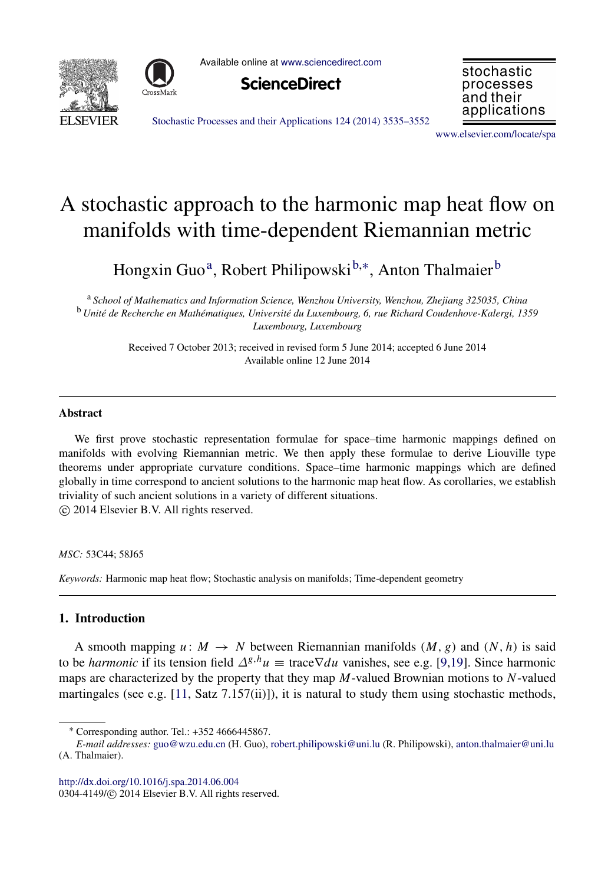# A stochastic approach to the harmonic map heat flow on manifolds with time-dependent Riemannian metric

Hongxin Guo[a], Robert Philipowski[b,*], Anton Thalmaier[b]

[a] *School of Mathematics and Information Science, Wenzhou University, Wenzhou, Zhejiang 325035, China*
[b] *Unité de Recherche en Mathématiques, Université du Luxembourg, 6, rue Richard Coudenhove-Kalergi, 1359 Luxembourg, Luxembourg*

Received 7 October 2013; received in revised form 5 June 2014; accepted 6 June 2014
Available online 12 June 2014

## Abstract

We first prove stochastic representation formulae for space–time harmonic mappings defined on manifolds with evolving Riemannian metric. We then apply these formulae to derive Liouville type theorems under appropriate curvature conditions. Space–time harmonic mappings which are defined globally in time correspond to ancient solutions to the harmonic map heat flow. As corollaries, we establish triviality of such ancient solutions in a variety of different situations.
© 2014 Elsevier B.V. All rights reserved.

*MSC:* 53C44; 58J65

*Keywords:* Harmonic map heat flow; Stochastic analysis on manifolds; Time-dependent geometry

## 1. Introduction

A smooth mapping $u: M \to N$ between Riemannian manifolds $(M, g)$ and $(N, h)$ is said to be *harmonic* if its tension field $\Delta^{g,h}u \equiv \operatorname{trace}\nabla du$ vanishes, see e.g. [9,19]. Since harmonic maps are characterized by the property that they map $M$-valued Brownian motions to $N$-valued martingales (see e.g. [11, Satz 7.157(ii)]), it is natural to study them using stochastic methods,

---

* Corresponding author. Tel.: +352 4666445867.
*E-mail addresses:* guo@wzu.edu.cn (H. Guo), robert.philipowski@uni.lu (R. Philipowski), anton.thalmaier@uni.lu (A. Thalmaier).

http://dx.doi.org/10.1016/j.spa.2014.06.004
0304-4149/© 2014 Elsevier B.V. All rights reserved.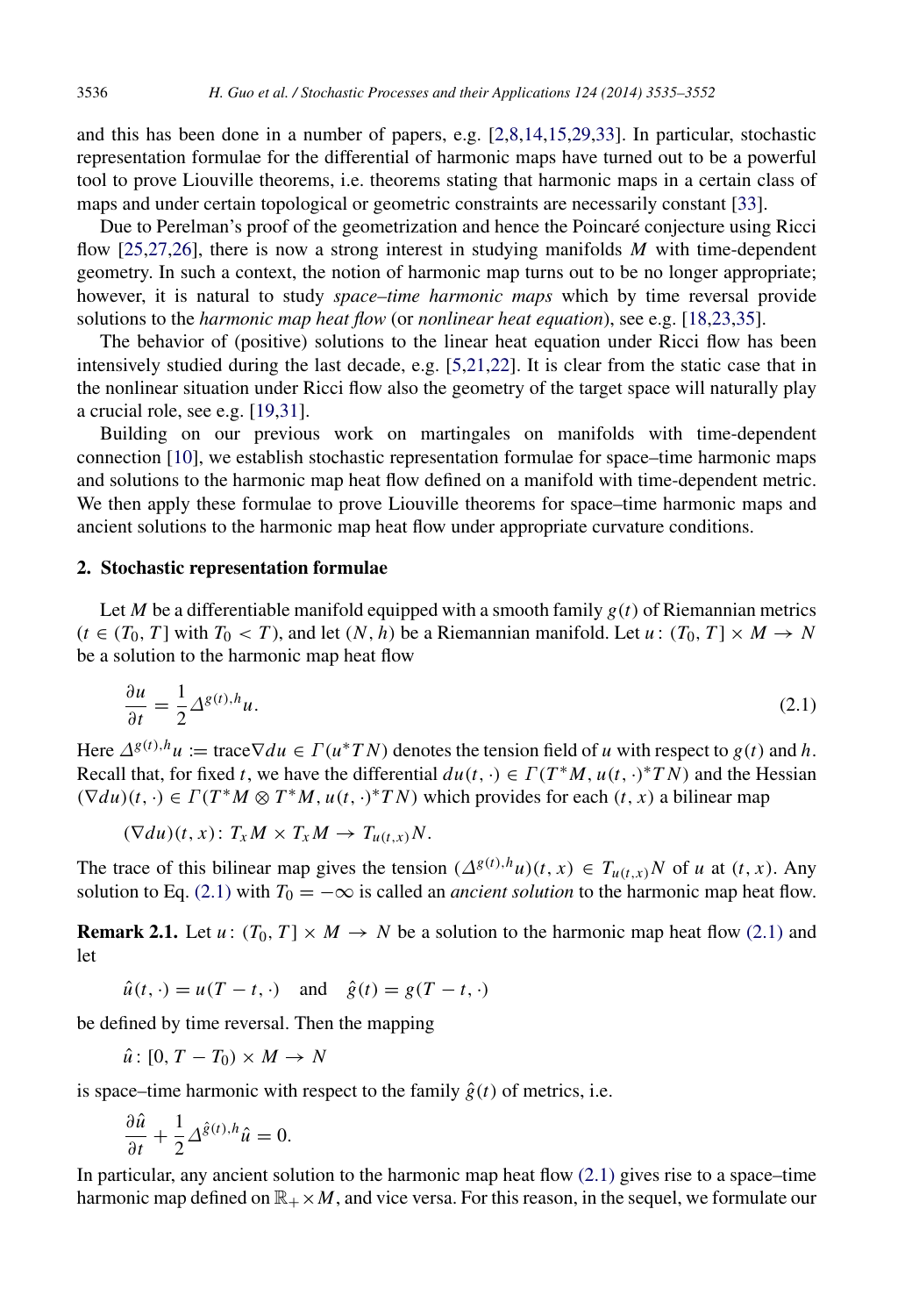and this has been done in a number of papers, e.g. [2,8,14,15,29,33]. In particular, stochastic representation formulae for the differential of harmonic maps have turned out to be a powerful tool to prove Liouville theorems, i.e. theorems stating that harmonic maps in a certain class of maps and under certain topological or geometric constraints are necessarily constant [33].

Due to Perelman's proof of the geometrization and hence the Poincaré conjecture using Ricci flow [25,27,26], there is now a strong interest in studying manifolds $M$ with time-dependent geometry. In such a context, the notion of harmonic map turns out to be no longer appropriate; however, it is natural to study *space–time harmonic maps* which by time reversal provide solutions to the *harmonic map heat flow* (or *nonlinear heat equation*), see e.g. [18,23,35].

The behavior of (positive) solutions to the linear heat equation under Ricci flow has been intensively studied during the last decade, e.g. [5,21,22]. It is clear from the static case that in the nonlinear situation under Ricci flow also the geometry of the target space will naturally play a crucial role, see e.g. [19,31].

Building on our previous work on martingales on manifolds with time-dependent connection [10], we establish stochastic representation formulae for space–time harmonic maps and solutions to the harmonic map heat flow defined on a manifold with time-dependent metric. We then apply these formulae to prove Liouville theorems for space–time harmonic maps and ancient solutions to the harmonic map heat flow under appropriate curvature conditions.

## 2. Stochastic representation formulae

Let $M$ be a differentiable manifold equipped with a smooth family $g(t)$ of Riemannian metrics ($t \in (T_0, T]$ with $T_0 < T$), and let $(N, h)$ be a Riemannian manifold. Let $u\colon (T_0, T] \times M \to N$ be a solution to the harmonic map heat flow

$$\frac{\partial u}{\partial t} = \frac{1}{2}\Delta^{g(t),h}u. \tag{2.1}$$

Here $\Delta^{g(t),h}u := \operatorname{trace}\nabla du \in \Gamma(u^*TN)$ denotes the tension field of $u$ with respect to $g(t)$ and $h$. Recall that, for fixed $t$, we have the differential $du(t,\cdot) \in \Gamma(T^*M, u(t,\cdot)^*TN)$ and the Hessian $(\nabla du)(t,\cdot) \in \Gamma(T^*M \otimes T^*M, u(t,\cdot)^*TN)$ which provides for each $(t,x)$ a bilinear map

$$(\nabla du)(t,x)\colon T_xM \times T_xM \to T_{u(t,x)}N.$$

The trace of this bilinear map gives the tension $(\Delta^{g(t),h}u)(t,x) \in T_{u(t,x)}N$ of $u$ at $(t,x)$. Any solution to Eq. (2.1) with $T_0 = -\infty$ is called an *ancient solution* to the harmonic map heat flow.

**Remark 2.1.** Let $u\colon (T_0, T] \times M \to N$ be a solution to the harmonic map heat flow (2.1) and let

$$\hat{u}(t,\cdot) = u(T-t,\cdot) \quad \text{and} \quad \hat{g}(t) = g(T-t,\cdot)$$

be defined by time reversal. Then the mapping

$$\hat{u}\colon [0, T-T_0) \times M \to N$$

is space–time harmonic with respect to the family $\hat{g}(t)$ of metrics, i.e.

$$\frac{\partial \hat{u}}{\partial t} + \frac{1}{2}\Delta^{\hat{g}(t),h}\hat{u} = 0.$$

In particular, any ancient solution to the harmonic map heat flow (2.1) gives rise to a space–time harmonic map defined on $\mathbb{R}_+ \times M$, and vice versa. For this reason, in the sequel, we formulate our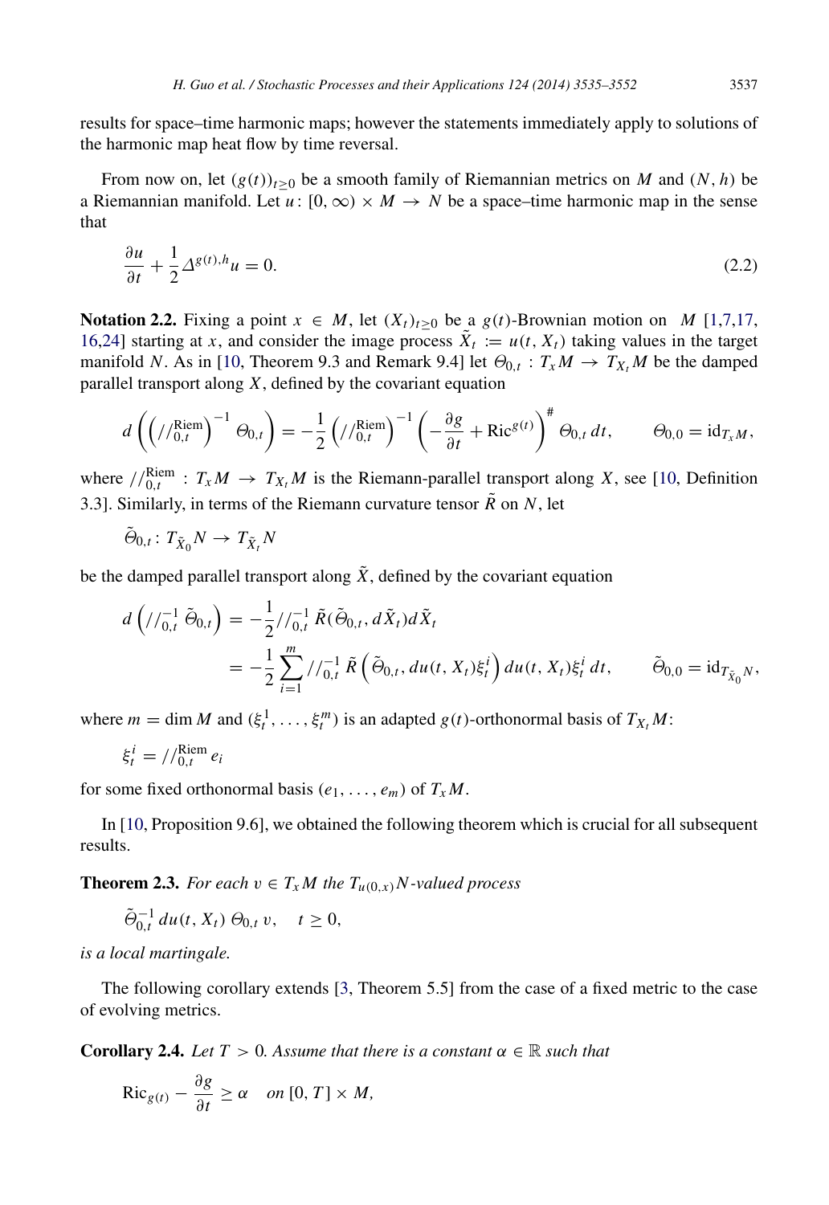results for space–time harmonic maps; however the statements immediately apply to solutions of the harmonic map heat flow by time reversal.

From now on, let $(g(t))_{t\geq 0}$ be a smooth family of Riemannian metrics on $M$ and $(N,h)$ be a Riemannian manifold. Let $u\colon [0,\infty)\times M \to N$ be a space–time harmonic map in the sense that

$$\frac{\partial u}{\partial t} + \frac{1}{2}\Delta^{g(t),h} u = 0. \tag{2.2}$$

**Notation 2.2.** Fixing a point $x \in M$, let $(X_t)_{t\geq 0}$ be a $g(t)$-Brownian motion on $M$ [1,7,17,16,24] starting at $x$, and consider the image process $\tilde{X}_t := u(t, X_t)$ taking values in the target manifold $N$. As in [10, Theorem 9.3 and Remark 9.4] let $\Theta_{0,t} : T_x M \to T_{X_t} M$ be the damped parallel transport along $X$, defined by the covariant equation

$$d\left(\left(//_{0,t}^{\mathrm{Riem}}\right)^{-1} \Theta_{0,t}\right) = -\frac{1}{2}\left(//_{0,t}^{\mathrm{Riem}}\right)^{-1}\left(-\frac{\partial g}{\partial t} + \mathrm{Ric}^{g(t)}\right)^{\#} \Theta_{0,t}\, dt, \qquad \Theta_{0,0} = \mathrm{id}_{T_x M},$$

where $//_{0,t}^{\mathrm{Riem}} : T_x M \to T_{X_t} M$ is the Riemann-parallel transport along $X$, see [10, Definition 3.3]. Similarly, in terms of the Riemann curvature tensor $\tilde{R}$ on $N$, let

$$\tilde{\Theta}_{0,t} \colon T_{\tilde{X}_0} N \to T_{\tilde{X}_t} N$$

be the damped parallel transport along $\tilde{X}$, defined by the covariant equation

$$\begin{aligned} d\left(//_{0,t}^{-1}\, \tilde{\Theta}_{0,t}\right) &= -\frac{1}{2} //_{0,t}^{-1}\, \tilde{R}(\tilde{\Theta}_{0,t}, d\tilde{X}_t) d\tilde{X}_t \\ &= -\frac{1}{2}\sum_{i=1}^{m} //_{0,t}^{-1}\, \tilde{R}\left(\tilde{\Theta}_{0,t}, du(t, X_t)\xi_t^i\right) du(t, X_t)\xi_t^i\, dt, \qquad \tilde{\Theta}_{0,0} = \mathrm{id}_{T_{\tilde{X}_0} N}, \end{aligned}$$

where $m = \dim M$ and $(\xi_t^1, \ldots, \xi_t^m)$ is an adapted $g(t)$-orthonormal basis of $T_{X_t} M$:

$$\xi_t^i = //_{0,t}^{\mathrm{Riem}}\, e_i$$

for some fixed orthonormal basis $(e_1, \ldots, e_m)$ of $T_x M$.

In [10, Proposition 9.6], we obtained the following theorem which is crucial for all subsequent results.

**Theorem 2.3.** *For each $v \in T_x M$ the $T_{u(0,x)} N$-valued process*

$$\tilde{\Theta}_{0,t}^{-1}\, du(t, X_t)\, \Theta_{0,t}\, v, \quad t \geq 0,$$

*is a local martingale.*

The following corollary extends [3, Theorem 5.5] from the case of a fixed metric to the case of evolving metrics.

**Corollary 2.4.** *Let $T > 0$. Assume that there is a constant $\alpha \in \mathbb{R}$ such that*

$$\mathrm{Ric}_{g(t)} - \frac{\partial g}{\partial t} \geq \alpha \quad \text{on } [0, T] \times M,$$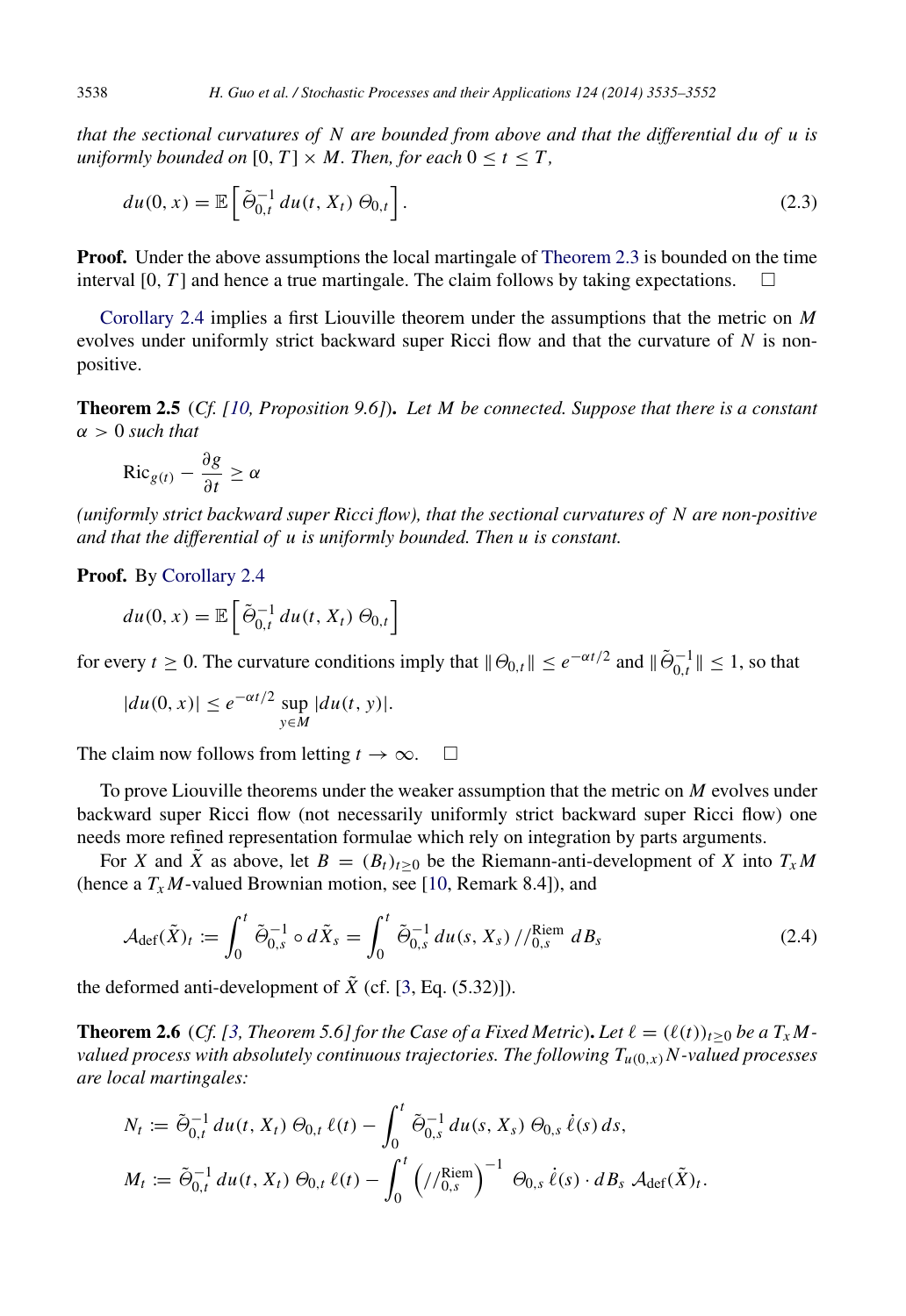*that the sectional curvatures of $N$ are bounded from above and that the differential $du$ of $u$ is uniformly bounded on $[0, T] \times M$. Then, for each $0 \leq t \leq T$,*

$$du(0, x) = \mathbb{E}\left[\tilde{\Theta}_{0,t}^{-1}\, du(t, X_t)\, \Theta_{0,t}\right]. \tag{2.3}$$

**Proof.** Under the above assumptions the local martingale of Theorem 2.3 is bounded on the time interval $[0, T]$ and hence a true martingale. The claim follows by taking expectations. $\square$

Corollary 2.4 implies a first Liouville theorem under the assumptions that the metric on $M$ evolves under uniformly strict backward super Ricci flow and that the curvature of $N$ is non-positive.

**Theorem 2.5** (*Cf.* [10, *Proposition 9.6*]). *Let $M$ be connected. Suppose that there is a constant $\alpha > 0$ such that*

$$\mathrm{Ric}_{g(t)} - \frac{\partial g}{\partial t} \geq \alpha$$

*(uniformly strict backward super Ricci flow), that the sectional curvatures of $N$ are non-positive and that the differential of $u$ is uniformly bounded. Then $u$ is constant.*

**Proof.** By Corollary 2.4

$$du(0, x) = \mathbb{E}\left[\tilde{\Theta}_{0,t}^{-1}\, du(t, X_t)\, \Theta_{0,t}\right]$$

for every $t \geq 0$. The curvature conditions imply that $\|\Theta_{0,t}\| \leq e^{-\alpha t/2}$ and $\|\tilde{\Theta}_{0,t}^{-1}\| \leq 1$, so that

$$|du(0, x)| \leq e^{-\alpha t/2} \sup_{y \in M} |du(t, y)|.$$

The claim now follows from letting $t \to \infty$. $\square$

To prove Liouville theorems under the weaker assumption that the metric on $M$ evolves under backward super Ricci flow (not necessarily uniformly strict backward super Ricci flow) one needs more refined representation formulae which rely on integration by parts arguments.

For $X$ and $\tilde{X}$ as above, let $B = (B_t)_{t \geq 0}$ be the Riemann-anti-development of $X$ into $T_x M$ (hence a $T_x M$-valued Brownian motion, see [10, Remark 8.4]), and

$$\mathcal{A}_{\mathrm{def}}(\tilde{X})_t := \int_0^t \tilde{\Theta}_{0,s}^{-1} \circ d\tilde{X}_s = \int_0^t \tilde{\Theta}_{0,s}^{-1}\, du(s, X_s)\, //_{0,s}^{\mathrm{Riem}}\, dB_s \tag{2.4}$$

the deformed anti-development of $\tilde{X}$ (cf. [3, Eq. (5.32)]).

**Theorem 2.6** (*Cf.* [3, *Theorem 5.6*] *for the Case of a Fixed Metric*). *Let $\ell = (\ell(t))_{t \geq 0}$ be a $T_x M$-valued process with absolutely continuous trajectories. The following $T_{u(0,x)} N$-valued processes are local martingales:*

$$N_t := \tilde{\Theta}_{0,t}^{-1}\, du(t, X_t)\, \Theta_{0,t}\, \ell(t) - \int_0^t \tilde{\Theta}_{0,s}^{-1}\, du(s, X_s)\, \Theta_{0,s}\, \dot{\ell}(s)\, ds,$$

$$M_t := \tilde{\Theta}_{0,t}^{-1}\, du(t, X_t)\, \Theta_{0,t}\, \ell(t) - \int_0^t \left(//_{0,s}^{\mathrm{Riem}}\right)^{-1} \Theta_{0,s}\, \dot{\ell}(s) \cdot dB_s\; \mathcal{A}_{\mathrm{def}}(\tilde{X})_t.$$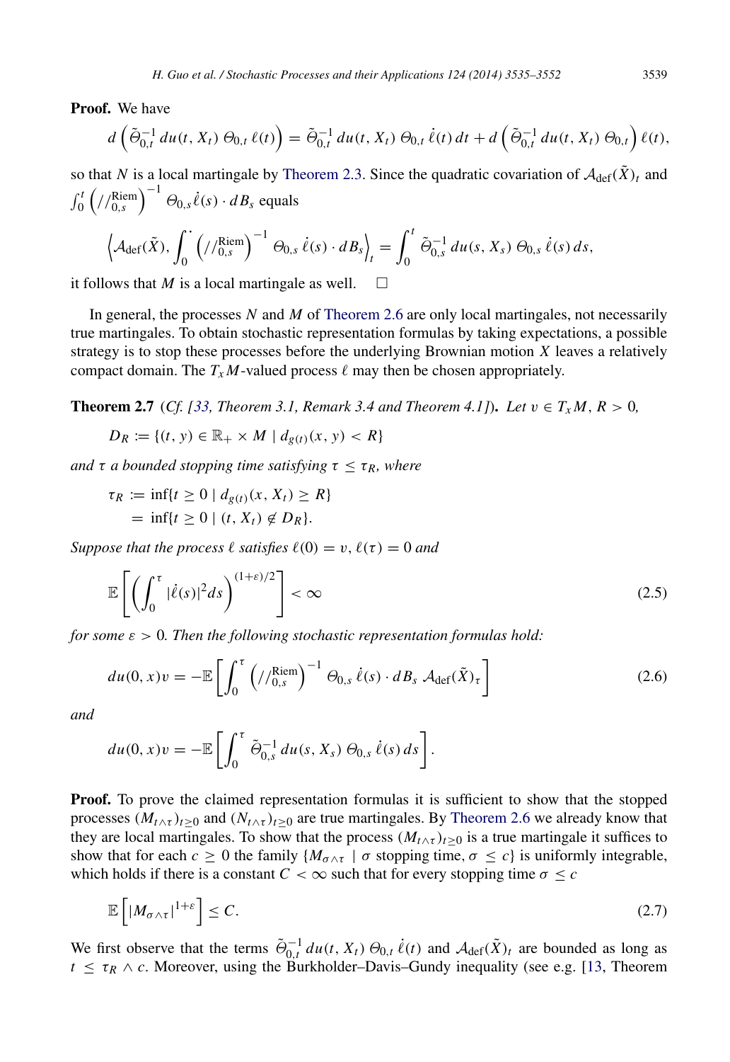**Proof.** We have

$$d\left(\tilde{\Theta}_{0,t}^{-1}\, du(t, X_t)\, \Theta_{0,t}\, \ell(t)\right) = \tilde{\Theta}_{0,t}^{-1}\, du(t, X_t)\, \Theta_{0,t}\, \dot{\ell}(t)\, dt + d\left(\tilde{\Theta}_{0,t}^{-1}\, du(t, X_t)\, \Theta_{0,t}\right) \ell(t),$$

so that $N$ is a local martingale by Theorem 2.3. Since the quadratic covariation of $\mathcal{A}_{\mathrm{def}}(\tilde{X})_t$ and $\int_0^t \left(//_{0,s}^{\mathrm{Riem}}\right)^{-1} \Theta_{0,s}\dot{\ell}(s) \cdot dB_s$ equals

$$\left\langle \mathcal{A}_{\mathrm{def}}(\tilde{X}), \int_0^{\cdot} \left(//_{0,s}^{\mathrm{Riem}}\right)^{-1} \Theta_{0,s}\, \dot{\ell}(s) \cdot dB_s \right\rangle_t = \int_0^t \tilde{\Theta}_{0,s}^{-1}\, du(s, X_s)\, \Theta_{0,s}\, \dot{\ell}(s)\, ds,$$

it follows that $M$ is a local martingale as well. $\square$

In general, the processes $N$ and $M$ of Theorem 2.6 are only local martingales, not necessarily true martingales. To obtain stochastic representation formulas by taking expectations, a possible strategy is to stop these processes before the underlying Brownian motion $X$ leaves a relatively compact domain. The $T_xM$-valued process $\ell$ may then be chosen appropriately.

**Theorem 2.7** (*Cf. [33, Theorem 3.1, Remark 3.4 and Theorem 4.1]*). *Let $v \in T_xM$, $R > 0$,*

$$D_R := \{(t, y) \in \mathbb{R}_+ \times M \mid d_{g(t)}(x, y) < R\}$$

*and $\tau$ a bounded stopping time satisfying $\tau \le \tau_R$, where*

$$\begin{aligned} \tau_R &:= \inf\{t \ge 0 \mid d_{g(t)}(x, X_t) \ge R\} \\ &= \inf\{t \ge 0 \mid (t, X_t) \notin D_R\}. \end{aligned}$$

*Suppose that the process $\ell$ satisfies $\ell(0) = v$, $\ell(\tau) = 0$ and*

$$\mathbb{E}\left[\left(\int_0^\tau |\dot{\ell}(s)|^2 ds\right)^{(1+\varepsilon)/2}\right] < \infty \tag{2.5}$$

*for some $\varepsilon > 0$. Then the following stochastic representation formulas hold:*

$$du(0, x)v = -\mathbb{E}\left[\int_0^\tau \left(//_{0,s}^{\mathrm{Riem}}\right)^{-1} \Theta_{0,s}\, \dot{\ell}(s) \cdot dB_s\, \mathcal{A}_{\mathrm{def}}(\tilde{X})_\tau\right] \tag{2.6}$$

*and*

$$du(0, x)v = -\mathbb{E}\left[\int_0^\tau \tilde{\Theta}_{0,s}^{-1}\, du(s, X_s)\, \Theta_{0,s}\, \dot{\ell}(s)\, ds\right].$$

**Proof.** To prove the claimed representation formulas it is sufficient to show that the stopped processes $(M_{t\wedge\tau})_{t\ge0}$ and $(N_{t\wedge\tau})_{t\ge0}$ are true martingales. By Theorem 2.6 we already know that they are local martingales. To show that the process $(M_{t\wedge\tau})_{t\ge0}$ is a true martingale it suffices to show that for each $c \ge 0$ the family $\{M_{\sigma\wedge\tau} \mid \sigma \text{ stopping time}, \sigma \le c\}$ is uniformly integrable, which holds if there is a constant $C < \infty$ such that for every stopping time $\sigma \le c$

$$\mathbb{E}\left[|M_{\sigma\wedge\tau}|^{1+\varepsilon}\right] \le C. \tag{2.7}$$

We first observe that the terms $\tilde{\Theta}_{0,t}^{-1}\, du(t, X_t)\, \Theta_{0,t}\, \dot{\ell}(t)$ and $\mathcal{A}_{\mathrm{def}}(\tilde{X})_t$ are bounded as long as $t \le \tau_R \wedge c$. Moreover, using the Burkholder–Davis–Gundy inequality (see e.g. [13, Theorem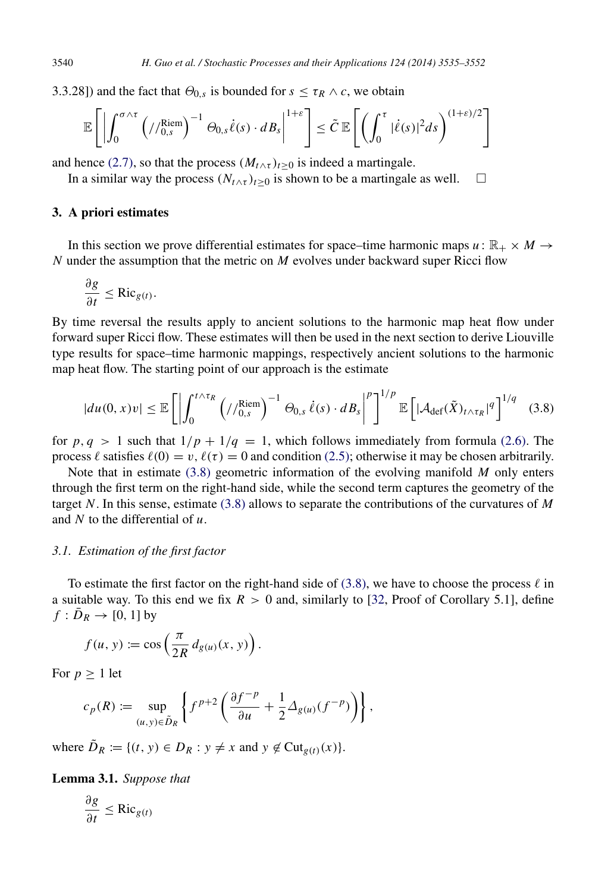3.3.28]) and the fact that $\Theta_{0,s}$ is bounded for $s \le \tau_R \wedge c$, we obtain

$$\mathbb{E}\left[\left|\int_0^{\sigma\wedge\tau} \left(//_{0,s}^{\mathrm{Riem}}\right)^{-1} \Theta_{0,s}\,\dot{\ell}(s)\cdot dB_s\right|^{1+\varepsilon}\right] \le \tilde{C}\,\mathbb{E}\left[\left(\int_0^{\tau} |\dot{\ell}(s)|^2 ds\right)^{(1+\varepsilon)/2}\right]$$

and hence (2.7), so that the process $(M_{t\wedge\tau})_{t\ge 0}$ is indeed a martingale.

In a similar way the process $(N_{t\wedge\tau})_{t\ge 0}$ is shown to be a martingale as well. $\square$

## 3. A priori estimates

In this section we prove differential estimates for space–time harmonic maps $u\colon \mathbb{R}_+ \times M \to N$ under the assumption that the metric on $M$ evolves under backward super Ricci flow

$$\frac{\partial g}{\partial t} \le \mathrm{Ric}_{g(t)}.$$

By time reversal the results apply to ancient solutions to the harmonic map heat flow under forward super Ricci flow. These estimates will then be used in the next section to derive Liouville type results for space–time harmonic mappings, respectively ancient solutions to the harmonic map heat flow. The starting point of our approach is the estimate

$$|du(0,x)v| \le \mathbb{E}\left[\left|\int_0^{t\wedge\tau_R} \left(//_{0,s}^{\mathrm{Riem}}\right)^{-1} \Theta_{0,s}\,\dot{\ell}(s)\cdot dB_s\right|^p\right]^{1/p} \mathbb{E}\left[|\mathcal{A}_{\mathrm{def}}(\tilde{X})_{t\wedge\tau_R}|^q\right]^{1/q} \quad (3.8)$$

for $p, q > 1$ such that $1/p + 1/q = 1$, which follows immediately from formula (2.6). The process $\ell$ satisfies $\ell(0) = v$, $\ell(\tau) = 0$ and condition (2.5); otherwise it may be chosen arbitrarily.

Note that in estimate (3.8) geometric information of the evolving manifold $M$ only enters through the first term on the right-hand side, while the second term captures the geometry of the target $N$. In this sense, estimate (3.8) allows to separate the contributions of the curvatures of $M$ and $N$ to the differential of $u$.

### *3.1. Estimation of the first factor*

To estimate the first factor on the right-hand side of (3.8), we have to choose the process $\ell$ in a suitable way. To this end we fix $R > 0$ and, similarly to [32, Proof of Corollary 5.1], define $f : \bar{D}_R \to [0, 1]$ by

$$f(u, y) := \cos\left(\frac{\pi}{2R}\, d_{g(u)}(x, y)\right).$$

For $p \ge 1$ let

$$c_p(R) := \sup_{(u,y)\in\tilde{D}_R} \left\{ f^{p+2}\left(\frac{\partial f^{-p}}{\partial u} + \frac{1}{2}\Delta_{g(u)}(f^{-p})\right)\right\},$$

where $\tilde{D}_R := \{(t, y) \in D_R : y \ne x \text{ and } y \notin \mathrm{Cut}_{g(t)}(x)\}$.

**Lemma 3.1.** *Suppose that*

$$\frac{\partial g}{\partial t} \le \mathrm{Ric}_{g(t)}$$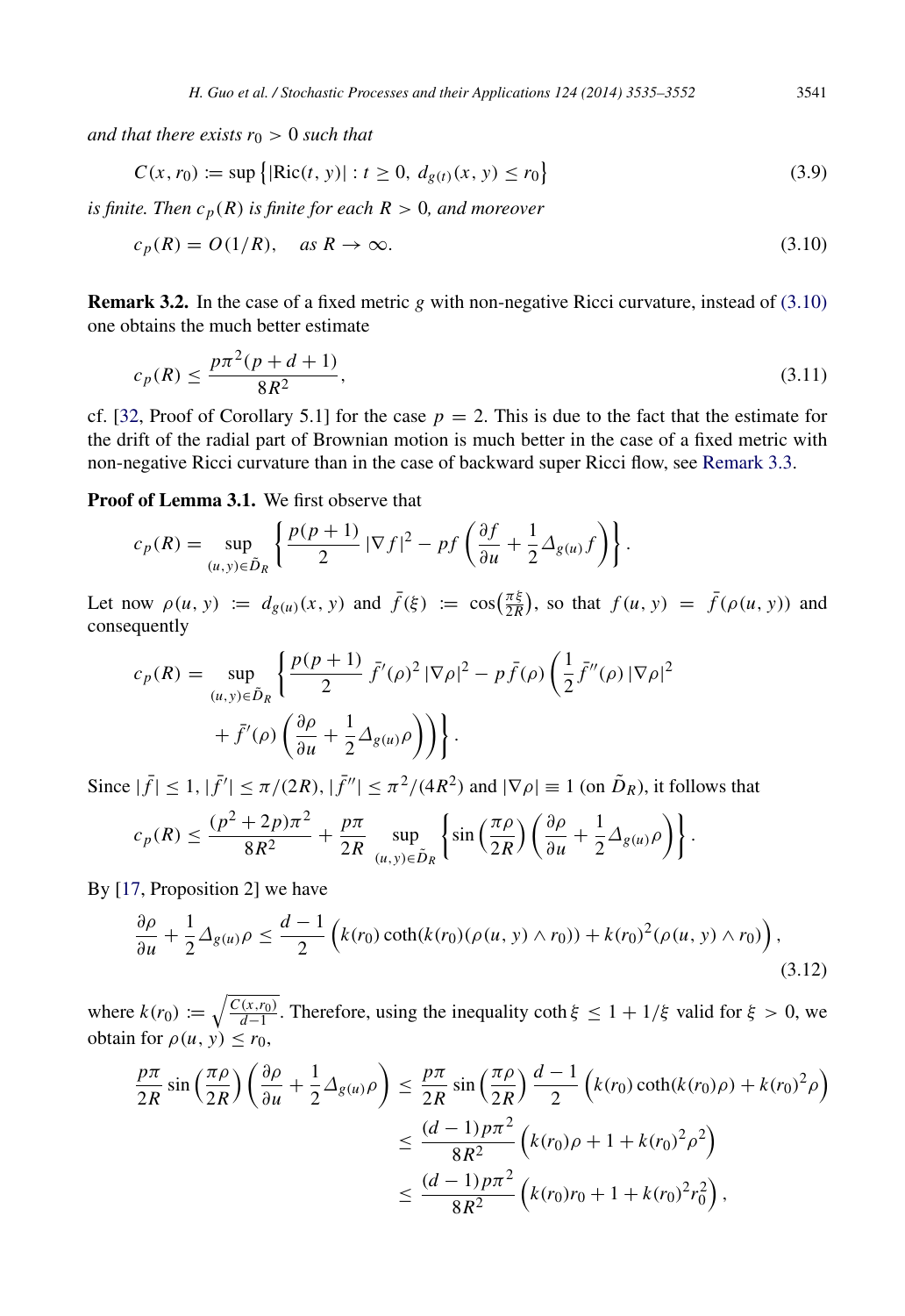*and that there exists $r_0 > 0$ such that*

$$C(x, r_0) := \sup\left\{|\mathrm{Ric}(t, y)| : t \geq 0,\ d_{g(t)}(x, y) \leq r_0\right\} \tag{3.9}$$

*is finite. Then $c_p(R)$ is finite for each $R > 0$, and moreover*

$$c_p(R) = O(1/R), \quad \text{as } R \to \infty. \tag{3.10}$$

**Remark 3.2.** In the case of a fixed metric $g$ with non-negative Ricci curvature, instead of (3.10) one obtains the much better estimate

$$c_p(R) \leq \frac{p\pi^2(p + d + 1)}{8R^2}, \tag{3.11}$$

cf. [32, Proof of Corollary 5.1] for the case $p = 2$. This is due to the fact that the estimate for the drift of the radial part of Brownian motion is much better in the case of a fixed metric with non-negative Ricci curvature than in the case of backward super Ricci flow, see Remark 3.3.

**Proof of Lemma 3.1.** We first observe that

$$c_p(R) = \sup_{(u,y)\in\tilde{D}_R}\left\{\frac{p(p+1)}{2}\,|\nabla f|^2 - pf\left(\frac{\partial f}{\partial u} + \frac{1}{2}\Delta_{g(u)} f\right)\right\}.$$

Let now $\rho(u, y) := d_{g(u)}(x, y)$ and $\bar{f}(\xi) := \cos\left(\frac{\pi\xi}{2R}\right)$, so that $f(u, y) = \bar{f}(\rho(u, y))$ and consequently

$$\begin{aligned} c_p(R) = \sup_{(u,y)\in\tilde{D}_R}\Bigg\{&\frac{p(p+1)}{2}\,\bar{f}'(\rho)^2\,|\nabla\rho|^2 - p\bar{f}(\rho)\left(\frac{1}{2}\bar{f}''(\rho)\,|\nabla\rho|^2\right.\\ &\left.\left. + \bar{f}'(\rho)\left(\frac{\partial\rho}{\partial u} + \frac{1}{2}\Delta_{g(u)}\rho\right)\right)\right\}. \end{aligned}$$

Since $|\bar{f}| \leq 1$, $|\bar{f}'| \leq \pi/(2R)$, $|\bar{f}''| \leq \pi^2/(4R^2)$ and $|\nabla\rho| \equiv 1$ (on $\tilde{D}_R$), it follows that

$$c_p(R) \leq \frac{(p^2 + 2p)\pi^2}{8R^2} + \frac{p\pi}{2R}\sup_{(u,y)\in\tilde{D}_R}\left\{\sin\left(\frac{\pi\rho}{2R}\right)\left(\frac{\partial\rho}{\partial u} + \frac{1}{2}\Delta_{g(u)}\rho\right)\right\}.$$

By [17, Proposition 2] we have

$$\frac{\partial\rho}{\partial u} + \frac{1}{2}\Delta_{g(u)}\rho \leq \frac{d-1}{2}\left(k(r_0)\coth(k(r_0)(\rho(u,y)\wedge r_0)) + k(r_0)^2(\rho(u,y)\wedge r_0)\right), \tag{3.12}$$

where $k(r_0) := \sqrt{\frac{C(x,r_0)}{d-1}}$. Therefore, using the inequality $\coth\xi \leq 1 + 1/\xi$ valid for $\xi > 0$, we obtain for $\rho(u, y) \leq r_0$,

$$\begin{aligned} \frac{p\pi}{2R}\sin\left(\frac{\pi\rho}{2R}\right)\left(\frac{\partial\rho}{\partial u} + \frac{1}{2}\Delta_{g(u)}\rho\right) &\leq \frac{p\pi}{2R}\sin\left(\frac{\pi\rho}{2R}\right)\frac{d-1}{2}\left(k(r_0)\coth(k(r_0)\rho) + k(r_0)^2\rho\right)\\ &\leq \frac{(d-1)p\pi^2}{8R^2}\left(k(r_0)\rho + 1 + k(r_0)^2\rho^2\right)\\ &\leq \frac{(d-1)p\pi^2}{8R^2}\left(k(r_0)r_0 + 1 + k(r_0)^2 r_0^2\right), \end{aligned}$$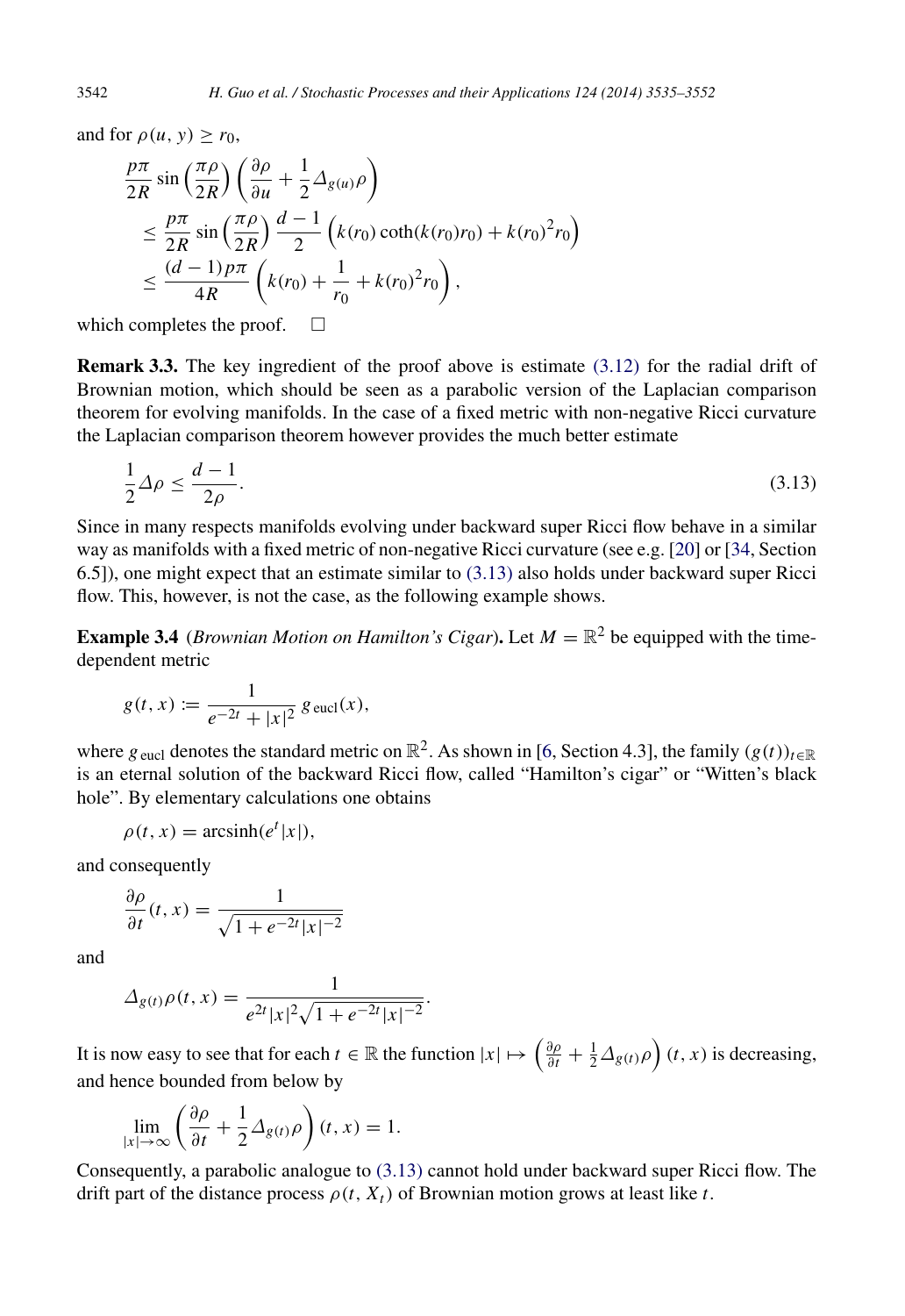and for $\rho(u, y) \geq r_0$,

$$
\begin{aligned}
&\frac{p\pi}{2R} \sin\left(\frac{\pi\rho}{2R}\right)\left(\frac{\partial \rho}{\partial u} + \frac{1}{2}\Delta_{g(u)}\rho\right) \\
&\leq \frac{p\pi}{2R} \sin\left(\frac{\pi\rho}{2R}\right)\frac{d-1}{2}\left(k(r_0)\coth(k(r_0)r_0) + k(r_0)^2 r_0\right) \\
&\leq \frac{(d-1)p\pi}{4R}\left(k(r_0) + \frac{1}{r_0} + k(r_0)^2 r_0\right),
\end{aligned}
$$

which completes the proof. $\square$

**Remark 3.3.** The key ingredient of the proof above is estimate (3.12) for the radial drift of Brownian motion, which should be seen as a parabolic version of the Laplacian comparison theorem for evolving manifolds. In the case of a fixed metric with non-negative Ricci curvature the Laplacian comparison theorem however provides the much better estimate

$$
\frac{1}{2}\Delta\rho \leq \frac{d-1}{2\rho}. \tag{3.13}
$$

Since in many respects manifolds evolving under backward super Ricci flow behave in a similar way as manifolds with a fixed metric of non-negative Ricci curvature (see e.g. [20] or [34, Section 6.5]), one might expect that an estimate similar to (3.13) also holds under backward super Ricci flow. This, however, is not the case, as the following example shows.

**Example 3.4** (*Brownian Motion on Hamilton's Cigar*)**.** Let $M = \mathbb{R}^2$ be equipped with the time-dependent metric

$$
g(t, x) := \frac{1}{e^{-2t} + |x|^2}\, g_{\text{eucl}}(x),
$$

where $g_{\text{eucl}}$ denotes the standard metric on $\mathbb{R}^2$. As shown in [6, Section 4.3], the family $(g(t))_{t\in\mathbb{R}}$ is an eternal solution of the backward Ricci flow, called "Hamilton's cigar" or "Witten's black hole". By elementary calculations one obtains

$$
\rho(t, x) = \operatorname{arcsinh}(e^t|x|),
$$

and consequently

$$
\frac{\partial \rho}{\partial t}(t, x) = \frac{1}{\sqrt{1 + e^{-2t}|x|^{-2}}}
$$

and

$$
\Delta_{g(t)}\rho(t, x) = \frac{1}{e^{2t}|x|^2\sqrt{1 + e^{-2t}|x|^{-2}}}.
$$

It is now easy to see that for each $t \in \mathbb{R}$ the function $|x| \mapsto \left(\frac{\partial \rho}{\partial t} + \frac{1}{2}\Delta_{g(t)}\rho\right)(t, x)$ is decreasing, and hence bounded from below by

$$
\lim_{|x|\to\infty}\left(\frac{\partial \rho}{\partial t} + \frac{1}{2}\Delta_{g(t)}\rho\right)(t, x) = 1.
$$

Consequently, a parabolic analogue to (3.13) cannot hold under backward super Ricci flow. The drift part of the distance process $\rho(t, X_t)$ of Brownian motion grows at least like $t$.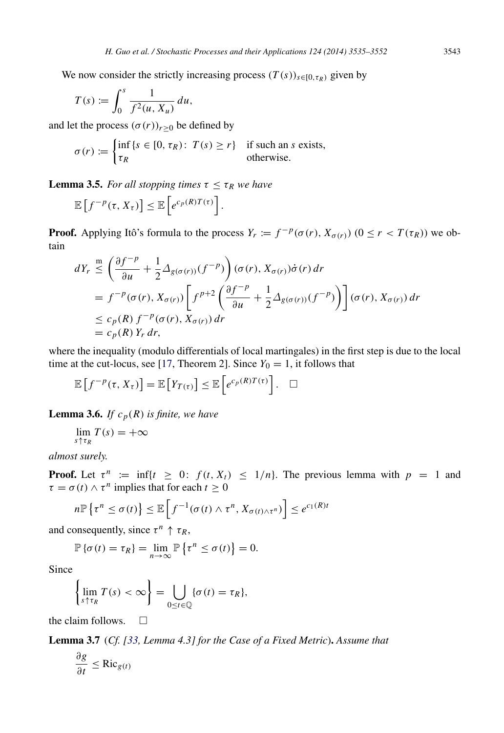We now consider the strictly increasing process $(T(s))_{s\in[0,\tau_R)}$ given by

$$T(s) := \int_0^s \frac{1}{f^2(u, X_u)}\, du,$$

and let the process $(\sigma(r))_{r\geq 0}$ be defined by

$$\sigma(r) := \begin{cases} \inf\{s \in [0, \tau_R) \colon\ T(s) \geq r\} & \text{if such an } s \text{ exists,} \\ \tau_R & \text{otherwise.} \end{cases}$$

**Lemma 3.5.** *For all stopping times $\tau \leq \tau_R$ we have*

$$\mathbb{E}\left[f^{-p}(\tau, X_\tau)\right] \leq \mathbb{E}\left[e^{c_p(R)T(\tau)}\right].$$

**Proof.** Applying Itô's formula to the process $Y_r := f^{-p}(\sigma(r), X_{\sigma(r)})$ $(0 \leq r < T(\tau_R))$ we obtain

$$\begin{aligned}
dY_r &\overset{\mathrm{m}}{\leq} \left(\frac{\partial f^{-p}}{\partial u} + \frac{1}{2}\Delta_{g(\sigma(r))}(f^{-p})\right)(\sigma(r), X_{\sigma(r)})\dot{\sigma}(r)\, dr \\
&= f^{-p}(\sigma(r), X_{\sigma(r)})\left[f^{p+2}\left(\frac{\partial f^{-p}}{\partial u} + \frac{1}{2}\Delta_{g(\sigma(r))}(f^{-p})\right)\right](\sigma(r), X_{\sigma(r)})\, dr \\
&\leq c_p(R)\, f^{-p}(\sigma(r), X_{\sigma(r)})\, dr \\
&= c_p(R)\, Y_r\, dr,
\end{aligned}$$

where the inequality (modulo differentials of local martingales) in the first step is due to the local time at the cut-locus, see [17, Theorem 2]. Since $Y_0 = 1$, it follows that

$$\mathbb{E}\left[f^{-p}(\tau, X_\tau)\right] = \mathbb{E}\left[Y_{T(\tau)}\right] \leq \mathbb{E}\left[e^{c_p(R)T(\tau)}\right]. \quad \square$$

**Lemma 3.6.** *If $c_p(R)$ is finite, we have*

$$\lim_{s\uparrow\tau_R} T(s) = +\infty$$

*almost surely.*

**Proof.** Let $\tau^n := \inf\{t \geq 0 \colon\ f(t, X_t) \leq 1/n\}$. The previous lemma with $p = 1$ and $\tau = \sigma(t) \wedge \tau^n$ implies that for each $t \geq 0$

$$n\mathbb{P}\left\{\tau^n \leq \sigma(t)\right\} \leq \mathbb{E}\left[f^{-1}(\sigma(t) \wedge \tau^n, X_{\sigma(t)\wedge\tau^n})\right] \leq e^{c_1(R)t}$$

and consequently, since $\tau^n \uparrow \tau_R$,

$$\mathbb{P}\left\{\sigma(t) = \tau_R\right\} = \lim_{n\to\infty} \mathbb{P}\left\{\tau^n \leq \sigma(t)\right\} = 0.$$

Since

$$\left\{\lim_{s\uparrow\tau_R} T(s) < \infty\right\} = \bigcup_{0\leq t\in\mathbb{Q}} \{\sigma(t) = \tau_R\},$$

the claim follows. $\square$

**Lemma 3.7** (*Cf. [33, Lemma 4.3] for the Case of a Fixed Metric*)**.** *Assume that*

$$\frac{\partial g}{\partial t} \leq \mathrm{Ric}_{g(t)}$$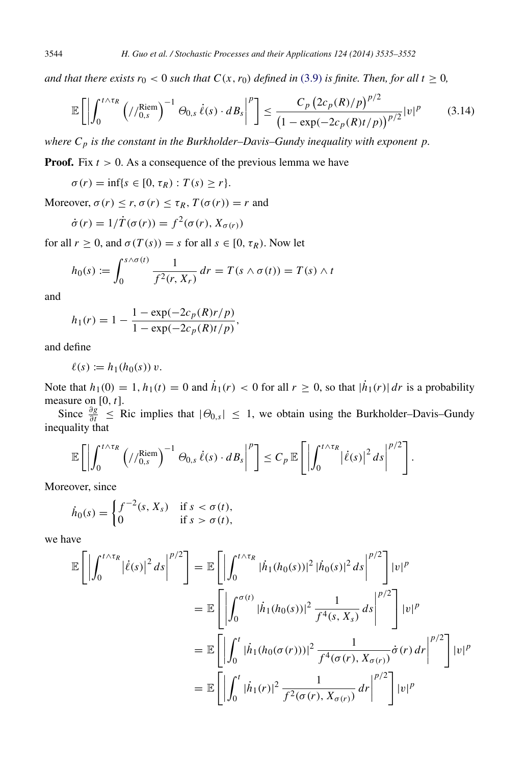*and that there exists $r_0 < 0$ such that $C(x, r_0)$ defined in (3.9) is finite. Then, for all $t \geq 0$,*

$$\mathbb{E}\left[\left|\int_0^{t\wedge\tau_R} \left(//_{0,s}^{\text{Riem}}\right)^{-1} \Theta_{0,s}\, \dot{\ell}(s) \cdot dB_s\right|^p\right] \leq \frac{C_p \left(2c_p(R)/p\right)^{p/2}}{\left(1-\exp(-2c_p(R)t/p)\right)^{p/2}} |v|^p \tag{3.14}$$

*where $C_p$ is the constant in the Burkholder–Davis–Gundy inequality with exponent $p$.*

**Proof.** Fix $t > 0$. As a consequence of the previous lemma we have

$$\sigma(r) = \inf\{s \in [0, \tau_R) : T(s) \geq r\}.$$

Moreover, $\sigma(r) \leq r$, $\sigma(r) \leq \tau_R$, $T(\sigma(r)) = r$ and

$$\dot{\sigma}(r) = 1/\dot{T}(\sigma(r)) = f^2(\sigma(r), X_{\sigma(r)})$$

for all $r \geq 0$, and $\sigma(T(s)) = s$ for all $s \in [0, \tau_R)$. Now let

$$h_0(s) := \int_0^{s\wedge\sigma(t)} \frac{1}{f^2(r, X_r)}\, dr = T(s \wedge \sigma(t)) = T(s) \wedge t$$

and

$$h_1(r) = 1 - \frac{1-\exp(-2c_p(R)r/p)}{1-\exp(-2c_p(R)t/p)},$$

and define

$$\ell(s) := h_1(h_0(s))\, v.$$

Note that $h_1(0) = 1$, $h_1(t) = 0$ and $\dot{h}_1(r) < 0$ for all $r \geq 0$, so that $|\dot{h}_1(r)|\, dr$ is a probability measure on $[0, t]$.

Since $\frac{\partial g}{\partial t} \leq \text{Ric}$ implies that $|\Theta_{0,s}| \leq 1$, we obtain using the Burkholder–Davis–Gundy inequality that

$$\mathbb{E}\left[\left|\int_0^{t\wedge\tau_R} \left(//_{0,s}^{\text{Riem}}\right)^{-1} \Theta_{0,s}\, \dot{\ell}(s) \cdot dB_s\right|^p\right] \leq C_p\, \mathbb{E}\left[\left|\int_0^{t\wedge\tau_R} \left|\dot{\ell}(s)\right|^2 ds\right|^{p/2}\right].$$

Moreover, since

$$\dot{h}_0(s) = \begin{cases} f^{-2}(s, X_s) & \text{if } s < \sigma(t), \\ 0 & \text{if } s > \sigma(t), \end{cases}$$

we have

$$\begin{aligned}
\mathbb{E}\left[\left|\int_0^{t\wedge\tau_R} \left|\dot{\ell}(s)\right|^2 ds\right|^{p/2}\right] &= \mathbb{E}\left[\left|\int_0^{t\wedge\tau_R} |\dot{h}_1(h_0(s))|^2\, |\dot{h}_0(s)|^2\, ds\right|^{p/2}\right] |v|^p \\
&= \mathbb{E}\left[\left|\int_0^{\sigma(t)} |\dot{h}_1(h_0(s))|^2\, \frac{1}{f^4(s, X_s)}\, ds\right|^{p/2}\right] |v|^p \\
&= \mathbb{E}\left[\left|\int_0^{t} |\dot{h}_1(h_0(\sigma(r)))|^2\, \frac{1}{f^4(\sigma(r), X_{\sigma(r)})} \dot{\sigma}(r)\, dr\right|^{p/2}\right] |v|^p \\
&= \mathbb{E}\left[\left|\int_0^{t} |\dot{h}_1(r)|^2\, \frac{1}{f^2(\sigma(r), X_{\sigma(r)})}\, dr\right|^{p/2}\right] |v|^p
\end{aligned}$$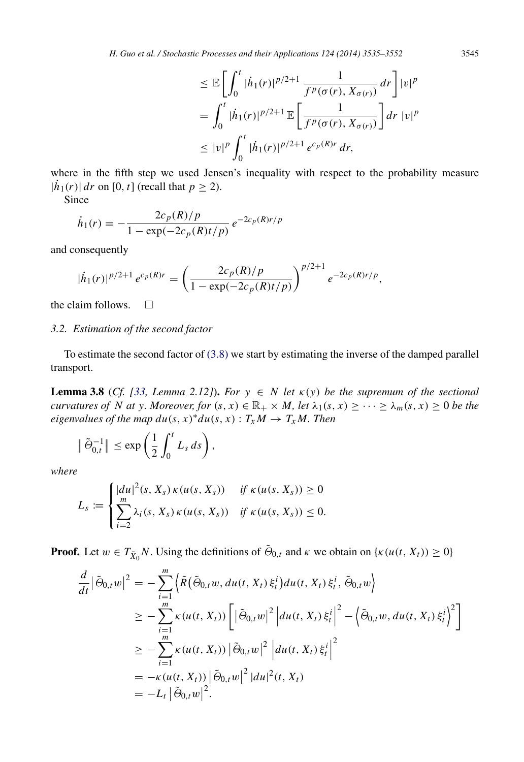$$
\begin{aligned}
&\leq \mathbb{E}\left[\int_0^t |\dot{h}_1(r)|^{p/2+1}\,\frac{1}{f^p(\sigma(r), X_{\sigma(r)})}\,dr\right]|v|^p \\
&= \int_0^t |\dot{h}_1(r)|^{p/2+1}\,\mathbb{E}\left[\frac{1}{f^p(\sigma(r), X_{\sigma(r)})}\right]dr\ |v|^p \\
&\leq |v|^p \int_0^t |\dot{h}_1(r)|^{p/2+1}\,e^{c_p(R)r}\,dr,
\end{aligned}
$$

where in the fifth step we used Jensen's inequality with respect to the probability measure $|\dot{h}_1(r)|\,dr$ on $[0, t]$ (recall that $p \geq 2$).

Since

$$
\dot{h}_1(r) = -\frac{2c_p(R)/p}{1 - \exp(-2c_p(R)t/p)}\,e^{-2c_p(R)r/p}
$$

and consequently

$$
|\dot{h}_1(r)|^{p/2+1}\,e^{c_p(R)r} = \left(\frac{2c_p(R)/p}{1 - \exp(-2c_p(R)t/p)}\right)^{p/2+1} e^{-2c_p(R)r/p},
$$

the claim follows. $\square$

### 3.2. Estimation of the second factor

To estimate the second factor of (3.8) we start by estimating the inverse of the damped parallel transport.

**Lemma 3.8** (*Cf.* [33, *Lemma 2.12*]). *For $y \in N$ let $\kappa(y)$ be the supremum of the sectional curvatures of $N$ at $y$. Moreover, for $(s, x) \in \mathbb{R}_+ \times M$, let $\lambda_1(s, x) \geq \cdots \geq \lambda_m(s, x) \geq 0$ be the eigenvalues of the map $du(s, x)^* du(s, x) : T_x M \to T_x M$. Then*

$$
\|\,\tilde{\Theta}_{0,t}^{-1}\| \leq \exp\left(\frac{1}{2}\int_0^t L_s\,ds\right),
$$

*where*

$$
L_s := \begin{cases} |du|^2(s, X_s)\,\kappa(u(s, X_s)) & \text{if } \kappa(u(s, X_s)) \geq 0 \\ \displaystyle\sum_{i=2}^m \lambda_i(s, X_s)\,\kappa(u(s, X_s)) & \text{if } \kappa(u(s, X_s)) \leq 0. \end{cases}
$$

**Proof.** Let $w \in T_{\tilde{X}_0} N$. Using the definitions of $\tilde{\Theta}_{0,t}$ and $\kappa$ we obtain on $\{\kappa(u(t, X_t)) \geq 0\}$

$$
\begin{aligned}
\frac{d}{dt}\big|\,\tilde{\Theta}_{0,t} w\big|^2 &= -\sum_{i=1}^m \Big\langle \tilde{R}\big(\tilde{\Theta}_{0,t} w, du(t, X_t)\,\xi_t^i\big) du(t, X_t)\,\xi_t^i,\ \tilde{\Theta}_{0,t} w\Big\rangle \\
&\geq -\sum_{i=1}^m \kappa(u(t, X_t))\left[\big|\,\tilde{\Theta}_{0,t} w\big|^2 \left|du(t, X_t)\,\xi_t^i\right|^2 - \left\langle \tilde{\Theta}_{0,t} w, du(t, X_t)\,\xi_t^i\right\rangle^2\right] \\
&\geq -\sum_{i=1}^m \kappa(u(t, X_t))\,\big|\,\tilde{\Theta}_{0,t} w\big|^2 \left|du(t, X_t)\,\xi_t^i\right|^2 \\
&= -\kappa(u(t, X_t))\,\big|\,\tilde{\Theta}_{0,t} w\big|^2\,|du|^2(t, X_t) \\
&= -L_t\,\big|\,\tilde{\Theta}_{0,t} w\big|^2.
\end{aligned}
$$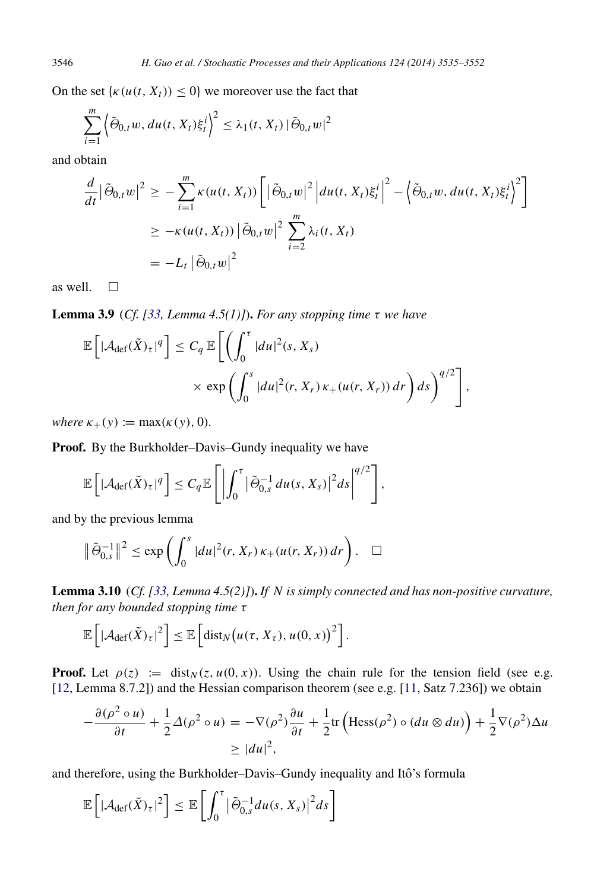On the set $\{\kappa(u(t, X_t)) \leq 0\}$ we moreover use the fact that

$$\sum_{i=1}^{m} \left\langle \tilde{\Theta}_{0,t} w, du(t, X_t)\xi_t^i \right\rangle^2 \leq \lambda_1(t, X_t) \left|\tilde{\Theta}_{0,t} w\right|^2$$

and obtain

$$\begin{aligned}
\frac{d}{dt}\left|\tilde{\Theta}_{0,t} w\right|^2 &\geq -\sum_{i=1}^{m} \kappa(u(t, X_t)) \left[ \left|\tilde{\Theta}_{0,t} w\right|^2 \left|du(t, X_t)\xi_t^i\right|^2 - \left\langle \tilde{\Theta}_{0,t} w, du(t, X_t)\xi_t^i \right\rangle^2 \right] \\
&\geq -\kappa(u(t, X_t)) \left|\tilde{\Theta}_{0,t} w\right|^2 \sum_{i=2}^{m} \lambda_i(t, X_t) \\
&= -L_t \left|\tilde{\Theta}_{0,t} w\right|^2
\end{aligned}$$

as well. $\square$

**Lemma 3.9** (*Cf. [33, Lemma 4.5(1)]*)**.** *For any stopping time $\tau$ we have*

$$\mathbb{E}\left[|\mathcal{A}_{\text{def}}(\tilde{X})_\tau|^q\right] \leq C_q \, \mathbb{E}\left[\left(\int_0^\tau |du|^2(s, X_s) \times \exp\left(\int_0^s |du|^2(r, X_r)\, \kappa_+(u(r, X_r))\, dr\right) ds\right)^{q/2}\right],$$

*where $\kappa_+(y) := \max(\kappa(y), 0)$.*

**Proof.** By the Burkholder–Davis–Gundy inequality we have

$$\mathbb{E}\left[|\mathcal{A}_{\text{def}}(\tilde{X})_\tau|^q\right] \leq C_q \mathbb{E}\left[\left|\int_0^\tau \left|\tilde{\Theta}_{0,s}^{-1}\, du(s, X_s)\right|^2 ds\right|^{q/2}\right],$$

and by the previous lemma

$$\left\|\tilde{\Theta}_{0,s}^{-1}\right\|^2 \leq \exp\left(\int_0^s |du|^2(r, X_r)\, \kappa_+(u(r, X_r))\, dr\right). \quad \square$$

**Lemma 3.10** (*Cf. [33, Lemma 4.5(2)]*)**.** *If $N$ is simply connected and has non-positive curvature, then for any bounded stopping time $\tau$*

$$\mathbb{E}\left[|\mathcal{A}_{\text{def}}(\tilde{X})_\tau|^2\right] \leq \mathbb{E}\left[\text{dist}_N\big(u(\tau, X_\tau), u(0, x)\big)^2\right].$$

**Proof.** Let $\rho(z) := \text{dist}_N(z, u(0, x))$. Using the chain rule for the tension field (see e.g. [12, Lemma 8.7.2]) and the Hessian comparison theorem (see e.g. [11, Satz 7.236]) we obtain

$$\begin{aligned}
-\frac{\partial(\rho^2 \circ u)}{\partial t} + \frac{1}{2}\Delta(\rho^2 \circ u) &= -\nabla(\rho^2)\frac{\partial u}{\partial t} + \frac{1}{2}\text{tr}\left(\text{Hess}(\rho^2) \circ (du \otimes du)\right) + \frac{1}{2}\nabla(\rho^2)\Delta u \\
&\geq |du|^2,
\end{aligned}$$

and therefore, using the Burkholder–Davis–Gundy inequality and Itô's formula

$$\mathbb{E}\left[|\mathcal{A}_{\text{def}}(\tilde{X})_\tau|^2\right] \leq \mathbb{E}\left[\int_0^\tau \left|\tilde{\Theta}_{0,s}^{-1} du(s, X_s)\right|^2 ds\right]$$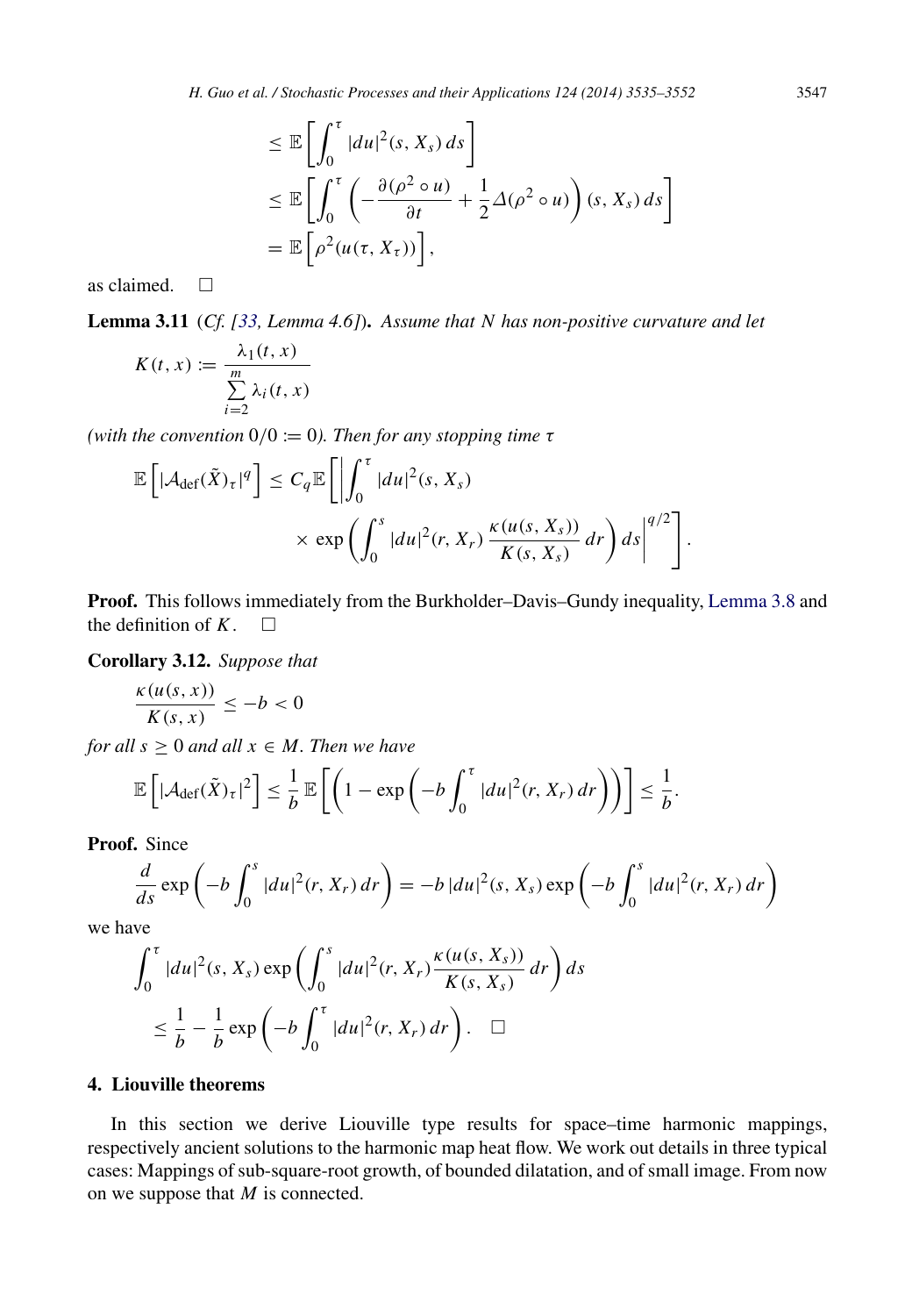$$
\begin{aligned}
&\leq \mathbb{E}\left[\int_0^\tau |du|^2(s, X_s)\, ds\right] \\
&\leq \mathbb{E}\left[\int_0^\tau \left(-\frac{\partial(\rho^2 \circ u)}{\partial t} + \frac{1}{2}\Delta(\rho^2 \circ u)\right)(s, X_s)\, ds\right] \\
&= \mathbb{E}\left[\rho^2(u(\tau, X_\tau))\right],
\end{aligned}
$$

as claimed. □

**Lemma 3.11** (*Cf.* [33, Lemma 4.6]). *Assume that $N$ has non-positive curvature and let*

$$
K(t,x) := \frac{\lambda_1(t,x)}{\sum_{i=2}^{m} \lambda_i(t,x)}
$$

*(with the convention $0/0 := 0$). Then for any stopping time $\tau$*

$$
\mathbb{E}\left[|\mathcal{A}_{\mathrm{def}}(\tilde{X})_\tau|^q\right] \leq C_q \mathbb{E}\left[\left|\int_0^\tau |du|^2(s, X_s) \times \exp\left(\int_0^s |du|^2(r, X_r)\, \frac{\kappa(u(s, X_s))}{K(s, X_s)}\, dr\right) ds\right|^{q/2}\right].
$$

**Proof.** This follows immediately from the Burkholder–Davis–Gundy inequality, Lemma 3.8 and the definition of $K$. □

**Corollary 3.12.** *Suppose that*

$$
\frac{\kappa(u(s,x))}{K(s,x)} \leq -b < 0
$$

*for all $s \geq 0$ and all $x \in M$. Then we have*

$$
\mathbb{E}\left[|\mathcal{A}_{\mathrm{def}}(\tilde{X})_\tau|^2\right] \leq \frac{1}{b}\,\mathbb{E}\left[\left(1 - \exp\left(-b\int_0^\tau |du|^2(r, X_r)\, dr\right)\right)\right] \leq \frac{1}{b}.
$$

**Proof.** Since

$$
\frac{d}{ds}\exp\left(-b\int_0^s |du|^2(r, X_r)\, dr\right) = -b\, |du|^2(s, X_s)\exp\left(-b\int_0^s |du|^2(r, X_r)\, dr\right)
$$

we have

$$
\begin{aligned}
&\int_0^\tau |du|^2(s, X_s)\exp\left(\int_0^s |du|^2(r, X_r)\frac{\kappa(u(s, X_s))}{K(s, X_s)}\, dr\right) ds \\
&\quad \leq \frac{1}{b} - \frac{1}{b}\exp\left(-b\int_0^\tau |du|^2(r, X_r)\, dr\right). \quad \square
\end{aligned}
$$

## 4. Liouville theorems

In this section we derive Liouville type results for space–time harmonic mappings, respectively ancient solutions to the harmonic map heat flow. We work out details in three typical cases: Mappings of sub-square-root growth, of bounded dilatation, and of small image. From now on we suppose that $M$ is connected.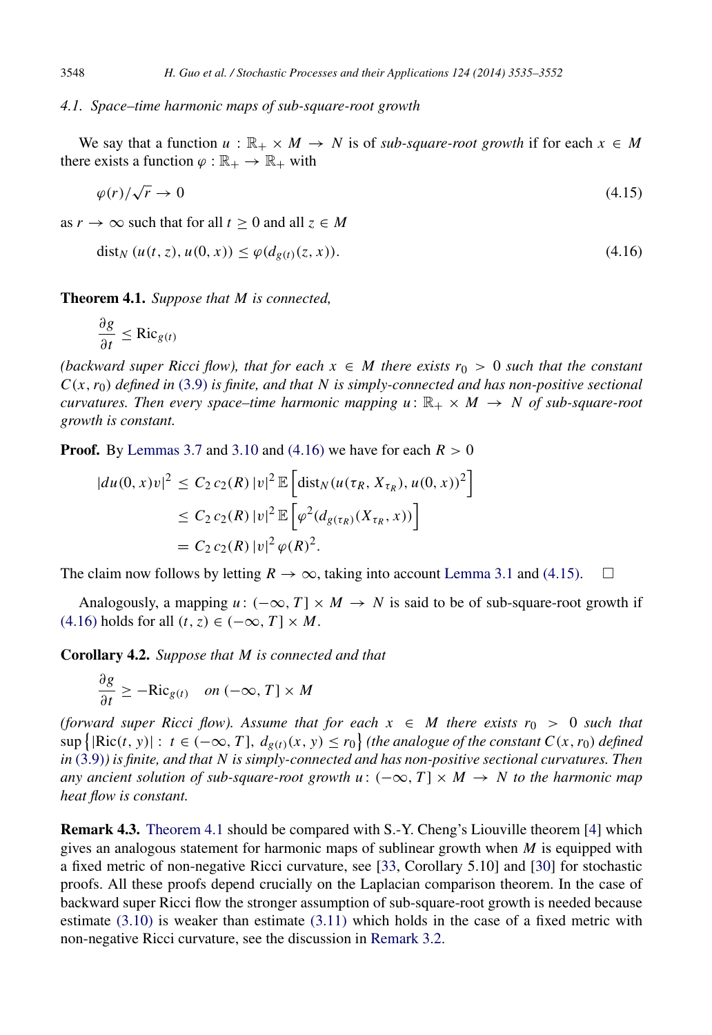### 4.1. Space–time harmonic maps of sub-square-root growth

We say that a function $u : \mathbb{R}_+ \times M \to N$ is of *sub-square-root growth* if for each $x \in M$ there exists a function $\varphi : \mathbb{R}_+ \to \mathbb{R}_+$ with

$$\varphi(r)/\sqrt{r} \to 0 \tag{4.15}$$

as $r \to \infty$ such that for all $t \geq 0$ and all $z \in M$

$$\text{dist}_N\,(u(t,z), u(0,x)) \leq \varphi(d_{g(t)}(z,x)). \tag{4.16}$$

**Theorem 4.1.** *Suppose that $M$ is connected,*

$$\frac{\partial g}{\partial t} \leq \text{Ric}_{g(t)}$$

*(backward super Ricci flow), that for each $x \in M$ there exists $r_0 > 0$ such that the constant $C(x, r_0)$ defined in (3.9) is finite, and that $N$ is simply-connected and has non-positive sectional curvatures. Then every space–time harmonic mapping $u : \mathbb{R}_+ \times M \to N$ of sub-square-root growth is constant.*

**Proof.** By Lemmas 3.7 and 3.10 and (4.16) we have for each $R > 0$

$$\begin{aligned}
|du(0,x)v|^2 &\leq C_2\, c_2(R)\, |v|^2\, \mathbb{E}\left[\text{dist}_N(u(\tau_R, X_{\tau_R}), u(0,x))^2\right] \\
&\leq C_2\, c_2(R)\, |v|^2\, \mathbb{E}\left[\varphi^2(d_{g(\tau_R)}(X_{\tau_R}, x))\right] \\
&= C_2\, c_2(R)\, |v|^2\, \varphi(R)^2.
\end{aligned}$$

The claim now follows by letting $R \to \infty$, taking into account Lemma 3.1 and (4.15). $\square$

Analogously, a mapping $u : (-\infty, T] \times M \to N$ is said to be of sub-square-root growth if (4.16) holds for all $(t, z) \in (-\infty, T] \times M$.

**Corollary 4.2.** *Suppose that $M$ is connected and that*

$$\frac{\partial g}{\partial t} \geq -\text{Ric}_{g(t)} \quad \textit{on } (-\infty, T] \times M$$

*(forward super Ricci flow). Assume that for each $x \in M$ there exists $r_0 > 0$ such that $\sup\left\{|\text{Ric}(t,y)| : t \in (-\infty, T],\, d_{g(t)}(x,y) \leq r_0\right\}$ (the analogue of the constant $C(x, r_0)$ defined in (3.9)) is finite, and that $N$ is simply-connected and has non-positive sectional curvatures. Then any ancient solution of sub-square-root growth $u : (-\infty, T] \times M \to N$ to the harmonic map heat flow is constant.*

**Remark 4.3.** Theorem 4.1 should be compared with S.-Y. Cheng's Liouville theorem [4] which gives an analogous statement for harmonic maps of sublinear growth when $M$ is equipped with a fixed metric of non-negative Ricci curvature, see [33, Corollary 5.10] and [30] for stochastic proofs. All these proofs depend crucially on the Laplacian comparison theorem. In the case of backward super Ricci flow the stronger assumption of sub-square-root growth is needed because estimate (3.10) is weaker than estimate (3.11) which holds in the case of a fixed metric with non-negative Ricci curvature, see the discussion in Remark 3.2.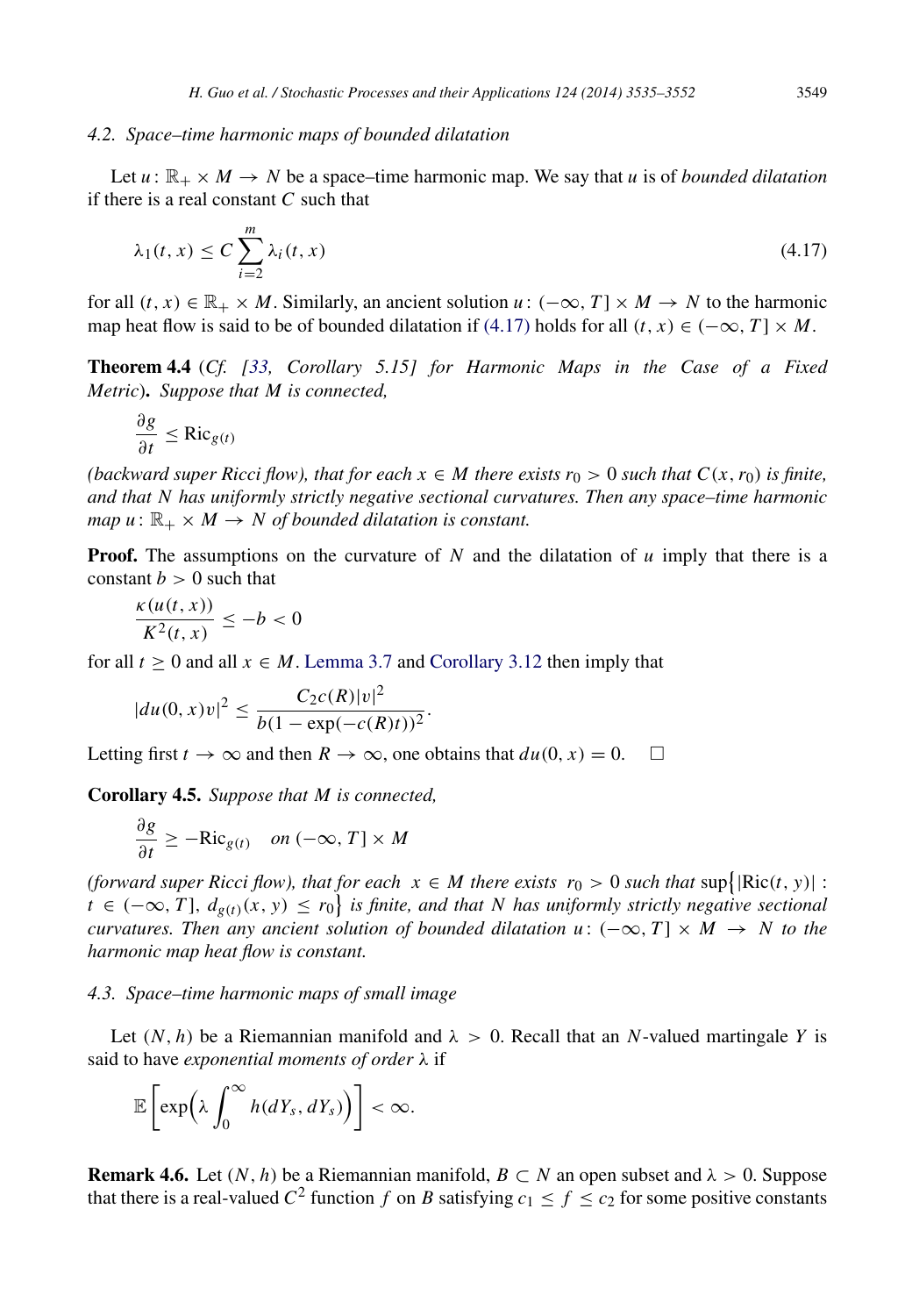### 4.2. Space–time harmonic maps of bounded dilatation

Let $u: \mathbb{R}_+ \times M \to N$ be a space–time harmonic map. We say that $u$ is of *bounded dilatation* if there is a real constant $C$ such that

$$\lambda_1(t, x) \le C \sum_{i=2}^{m} \lambda_i(t, x) \tag{4.17}$$

for all $(t, x) \in \mathbb{R}_+ \times M$. Similarly, an ancient solution $u: (-\infty, T] \times M \to N$ to the harmonic map heat flow is said to be of bounded dilatation if (4.17) holds for all $(t, x) \in (-\infty, T] \times M$.

**Theorem 4.4** (*Cf. [33, Corollary 5.15] for Harmonic Maps in the Case of a Fixed Metric*). *Suppose that $M$ is connected,*

$$\frac{\partial g}{\partial t} \le \mathrm{Ric}_{g(t)}$$

*(backward super Ricci flow), that for each $x \in M$ there exists $r_0 > 0$ such that $C(x, r_0)$ is finite, and that $N$ has uniformly strictly negative sectional curvatures. Then any space–time harmonic map $u: \mathbb{R}_+ \times M \to N$ of bounded dilatation is constant.*

**Proof.** The assumptions on the curvature of $N$ and the dilatation of $u$ imply that there is a constant $b > 0$ such that

$$\frac{\kappa(u(t, x))}{K^2(t, x)} \le -b < 0$$

for all $t \ge 0$ and all $x \in M$. Lemma 3.7 and Corollary 3.12 then imply that

$$|du(0, x)v|^2 \le \frac{C_2 c(R)|v|^2}{b(1 - \exp(-c(R)t))^2}.$$

Letting first $t \to \infty$ and then $R \to \infty$, one obtains that $du(0, x) = 0$. $\square$

**Corollary 4.5.** *Suppose that $M$ is connected,*

$$\frac{\partial g}{\partial t} \ge -\mathrm{Ric}_{g(t)} \quad \text{on } (-\infty, T] \times M$$

*(forward super Ricci flow), that for each $x \in M$ there exists $r_0 > 0$ such that $\sup\{|\mathrm{Ric}(t, y)| : t \in (-\infty, T],\ d_{g(t)}(x, y) \le r_0\}$ is finite, and that $N$ has uniformly strictly negative sectional curvatures. Then any ancient solution of bounded dilatation $u: (-\infty, T] \times M \to N$ to the harmonic map heat flow is constant.*

### 4.3. Space–time harmonic maps of small image

Let $(N, h)$ be a Riemannian manifold and $\lambda > 0$. Recall that an $N$-valued martingale $Y$ is said to have *exponential moments of order* $\lambda$ if

$$\mathbb{E}\left[\exp\Big(\lambda \int_0^\infty h(dY_s, dY_s)\Big)\right] < \infty.$$

**Remark 4.6.** Let $(N, h)$ be a Riemannian manifold, $B \subset N$ an open subset and $\lambda > 0$. Suppose that there is a real-valued $C^2$ function $f$ on $B$ satisfying $c_1 \le f \le c_2$ for some positive constants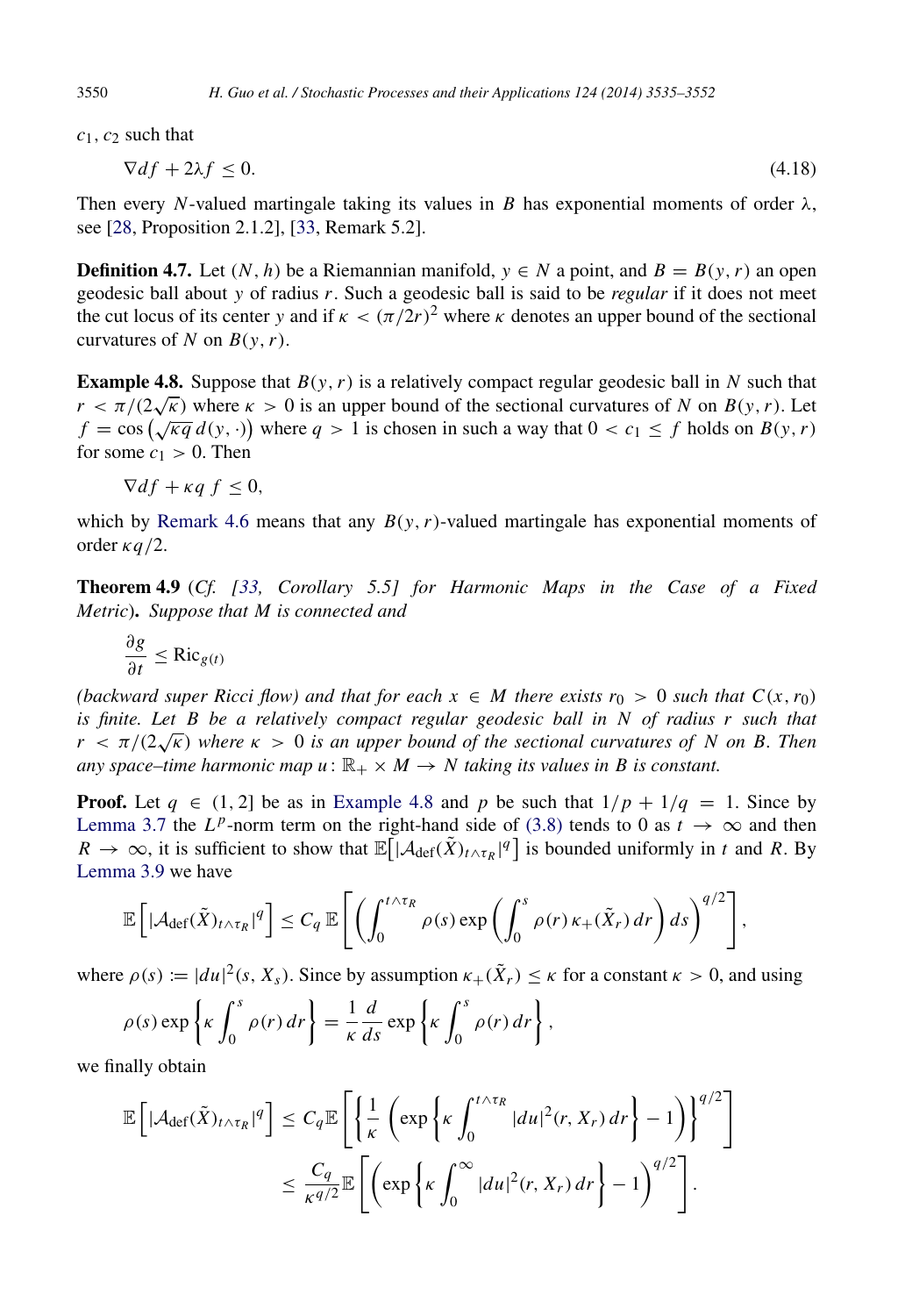$c_1, c_2$ such that

$$\nabla df + 2\lambda f \leq 0. \tag{4.18}$$

Then every $N$-valued martingale taking its values in $B$ has exponential moments of order $\lambda$, see [28, Proposition 2.1.2], [33, Remark 5.2].

**Definition 4.7.** Let $(N, h)$ be a Riemannian manifold, $y \in N$ a point, and $B = B(y, r)$ an open geodesic ball about $y$ of radius $r$. Such a geodesic ball is said to be *regular* if it does not meet the cut locus of its center $y$ and if $\kappa < (\pi/2r)^2$ where $\kappa$ denotes an upper bound of the sectional curvatures of $N$ on $B(y, r)$.

**Example 4.8.** Suppose that $B(y, r)$ is a relatively compact regular geodesic ball in $N$ such that $r < \pi/(2\sqrt{\kappa})$ where $\kappa > 0$ is an upper bound of the sectional curvatures of $N$ on $B(y, r)$. Let $f = \cos\left(\sqrt{\kappa q}\, d(y, \cdot)\right)$ where $q > 1$ is chosen in such a way that $0 < c_1 \leq f$ holds on $B(y, r)$ for some $c_1 > 0$. Then

$$\nabla df + \kappa q\, f \leq 0,$$

which by Remark 4.6 means that any $B(y, r)$-valued martingale has exponential moments of order $\kappa q/2$.

**Theorem 4.9** (*Cf. [33, Corollary 5.5] for Harmonic Maps in the Case of a Fixed Metric*). *Suppose that $M$ is connected and*

$$\frac{\partial g}{\partial t} \leq \mathrm{Ric}_{g(t)}$$

*(backward super Ricci flow) and that for each $x \in M$ there exists $r_0 > 0$ such that $C(x, r_0)$ is finite. Let $B$ be a relatively compact regular geodesic ball in $N$ of radius $r$ such that $r < \pi/(2\sqrt{\kappa})$ where $\kappa > 0$ is an upper bound of the sectional curvatures of $N$ on $B$. Then any space–time harmonic map $u \colon \mathbb{R}_+ \times M \to N$ taking its values in $B$ is constant.*

**Proof.** Let $q \in (1, 2]$ be as in Example 4.8 and $p$ be such that $1/p + 1/q = 1$. Since by Lemma 3.7 the $L^p$-norm term on the right-hand side of (3.8) tends to 0 as $t \to \infty$ and then $R \to \infty$, it is sufficient to show that $\mathbb{E}\big[|\mathcal{A}_{\mathrm{def}}(\tilde{X})_{t\wedge\tau_R}|^q\big]$ is bounded uniformly in $t$ and $R$. By Lemma 3.9 we have

$$\mathbb{E}\Big[|\mathcal{A}_{\mathrm{def}}(\tilde{X})_{t\wedge\tau_R}|^q\Big] \leq C_q\, \mathbb{E}\left[\left(\int_0^{t\wedge\tau_R} \rho(s) \exp\left(\int_0^s \rho(r)\, \kappa_+(\tilde{X}_r)\, dr\right) ds\right)^{q/2}\right],$$

where $\rho(s) := |du|^2(s, X_s)$. Since by assumption $\kappa_+(\tilde{X}_r) \leq \kappa$ for a constant $\kappa > 0$, and using

$$\rho(s) \exp\left\{\kappa \int_0^s \rho(r)\, dr\right\} = \frac{1}{\kappa} \frac{d}{ds} \exp\left\{\kappa \int_0^s \rho(r)\, dr\right\},$$

we finally obtain

$$\begin{aligned}
\mathbb{E}\Big[|\mathcal{A}_{\mathrm{def}}(\tilde{X})_{t\wedge\tau_R}|^q\Big] &\leq C_q \mathbb{E}\left[\left\{\frac{1}{\kappa}\left(\exp\left\{\kappa \int_0^{t\wedge\tau_R} |du|^2(r, X_r)\, dr\right\} - 1\right)\right\}^{q/2}\right] \\
&\leq \frac{C_q}{\kappa^{q/2}} \mathbb{E}\left[\left(\exp\left\{\kappa \int_0^{\infty} |du|^2(r, X_r)\, dr\right\} - 1\right)^{q/2}\right].
\end{aligned}$$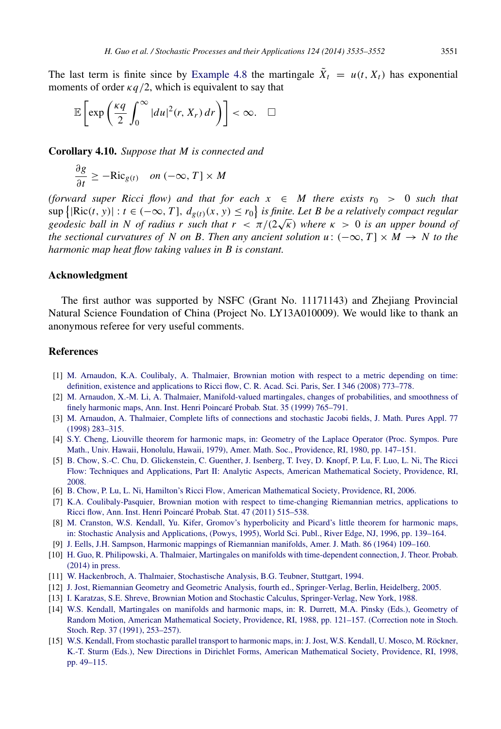The last term is finite since by Example 4.8 the martingale $\tilde{X}_t = u(t, X_t)$ has exponential moments of order $\kappa q/2$, which is equivalent to say that

$$\mathbb{E}\left[\exp\left(\frac{\kappa q}{2}\int_0^\infty |du|^2(r, X_r)\,dr\right)\right] < \infty. \quad \square$$

**Corollary 4.10.** *Suppose that $M$ is connected and*

$$\frac{\partial g}{\partial t} \geq -\mathrm{Ric}_{g(t)} \quad \text{on } (-\infty, T] \times M$$

*(forward super Ricci flow) and that for each $x \in M$ there exists $r_0 > 0$ such that $\sup\left\{|\mathrm{Ric}(t, y)| : t \in (-\infty, T],\ d_{g(t)}(x, y) \leq r_0\right\}$ is finite. Let $B$ be a relatively compact regular geodesic ball in $N$ of radius $r$ such that $r < \pi/(2\sqrt{\kappa})$ where $\kappa > 0$ is an upper bound of the sectional curvatures of $N$ on $B$. Then any ancient solution $u\colon (-\infty, T] \times M \to N$ to the harmonic map heat flow taking values in $B$ is constant.*

## Acknowledgment

The first author was supported by NSFC (Grant No. 11171143) and Zhejiang Provincial Natural Science Foundation of China (Project No. LY13A010009). We would like to thank an anonymous referee for very useful comments.

## References

[1] M. Arnaudon, K.A. Coulibaly, A. Thalmaier, Brownian motion with respect to a metric depending on time: definition, existence and applications to Ricci flow, C. R. Acad. Sci. Paris, Ser. I 346 (2008) 773–778.

[2] M. Arnaudon, X.-M. Li, A. Thalmaier, Manifold-valued martingales, changes of probabilities, and smoothness of finely harmonic maps, Ann. Inst. Henri Poincaré Probab. Stat. 35 (1999) 765–791.

[3] M. Arnaudon, A. Thalmaier, Complete lifts of connections and stochastic Jacobi fields, J. Math. Pures Appl. 77 (1998) 283–315.

[4] S.Y. Cheng, Liouville theorem for harmonic maps, in: Geometry of the Laplace Operator (Proc. Sympos. Pure Math., Univ. Hawaii, Honolulu, Hawaii, 1979), Amer. Math. Soc., Providence, RI, 1980, pp. 147–151.

[5] B. Chow, S.-C. Chu, D. Glickenstein, C. Guenther, J. Isenberg, T. Ivey, D. Knopf, P. Lu, F. Luo, L. Ni, The Ricci Flow: Techniques and Applications, Part II: Analytic Aspects, American Mathematical Society, Providence, RI, 2008.

[6] B. Chow, P. Lu, L. Ni, Hamilton's Ricci Flow, American Mathematical Society, Providence, RI, 2006.

[7] K.A. Coulibaly-Pasquier, Brownian motion with respect to time-changing Riemannian metrics, applications to Ricci flow, Ann. Inst. Henri Poincaré Probab. Stat. 47 (2011) 515–538.

[8] M. Cranston, W.S. Kendall, Yu. Kifer, Gromov's hyperbolicity and Picard's little theorem for harmonic maps, in: Stochastic Analysis and Applications, (Powys, 1995), World Sci. Publ., River Edge, NJ, 1996, pp. 139–164.

[9] J. Eells, J.H. Sampson, Harmonic mappings of Riemannian manifolds, Amer. J. Math. 86 (1964) 109–160.

[10] H. Guo, R. Philipowski, A. Thalmaier, Martingales on manifolds with time-dependent connection, J. Theor. Probab. (2014) in press.

[11] W. Hackenbroch, A. Thalmaier, Stochastische Analysis, B.G. Teubner, Stuttgart, 1994.

[12] J. Jost, Riemannian Geometry and Geometric Analysis, fourth ed., Springer-Verlag, Berlin, Heidelberg, 2005.

[13] I. Karatzas, S.E. Shreve, Brownian Motion and Stochastic Calculus, Springer-Verlag, New York, 1988.

[14] W.S. Kendall, Martingales on manifolds and harmonic maps, in: R. Durrett, M.A. Pinsky (Eds.), Geometry of Random Motion, American Mathematical Society, Providence, RI, 1988, pp. 121–157. (Correction note in Stoch. Stoch. Rep. 37 (1991), 253–257).

[15] W.S. Kendall, From stochastic parallel transport to harmonic maps, in: J. Jost, W.S. Kendall, U. Mosco, M. Röckner, K.-T. Sturm (Eds.), New Directions in Dirichlet Forms, American Mathematical Society, Providence, RI, 1998, pp. 49–115.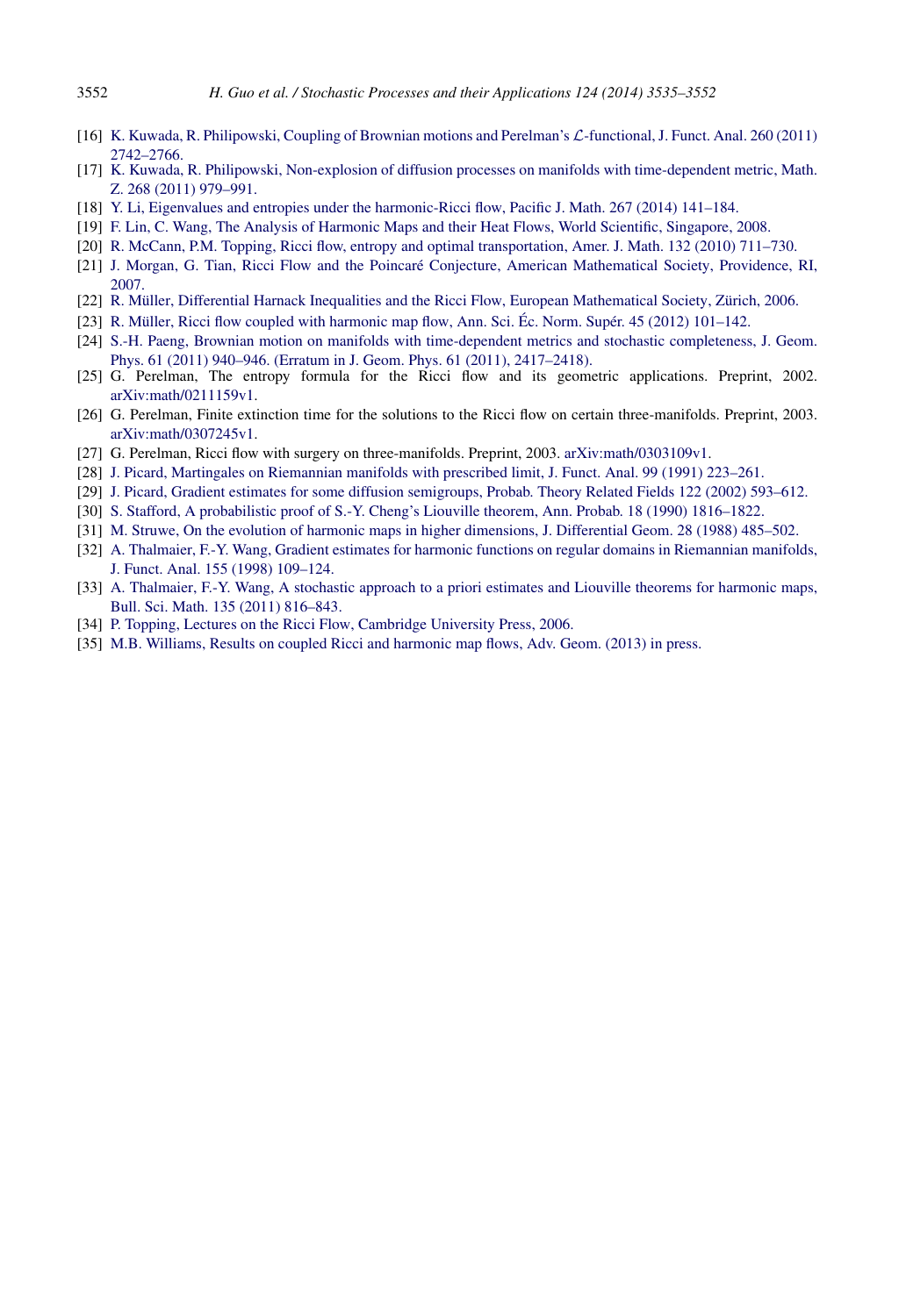[16] K. Kuwada, R. Philipowski, Coupling of Brownian motions and Perelman's $\mathcal{L}$-functional, J. Funct. Anal. 260 (2011) 2742–2766.

[17] K. Kuwada, R. Philipowski, Non-explosion of diffusion processes on manifolds with time-dependent metric, Math. Z. 268 (2011) 979–991.

[18] Y. Li, Eigenvalues and entropies under the harmonic-Ricci flow, Pacific J. Math. 267 (2014) 141–184.

[19] F. Lin, C. Wang, The Analysis of Harmonic Maps and their Heat Flows, World Scientific, Singapore, 2008.

[20] R. McCann, P.M. Topping, Ricci flow, entropy and optimal transportation, Amer. J. Math. 132 (2010) 711–730.

[21] J. Morgan, G. Tian, Ricci Flow and the Poincaré Conjecture, American Mathematical Society, Providence, RI, 2007.

[22] R. Müller, Differential Harnack Inequalities and the Ricci Flow, European Mathematical Society, Zürich, 2006.

[23] R. Müller, Ricci flow coupled with harmonic map flow, Ann. Sci. Éc. Norm. Supér. 45 (2012) 101–142.

[24] S.-H. Paeng, Brownian motion on manifolds with time-dependent metrics and stochastic completeness, J. Geom. Phys. 61 (2011) 940–946. (Erratum in J. Geom. Phys. 61 (2011), 2417–2418).

[25] G. Perelman, The entropy formula for the Ricci flow and its geometric applications. Preprint, 2002. arXiv:math/0211159v1.

[26] G. Perelman, Finite extinction time for the solutions to the Ricci flow on certain three-manifolds. Preprint, 2003. arXiv:math/0307245v1.

[27] G. Perelman, Ricci flow with surgery on three-manifolds. Preprint, 2003. arXiv:math/0303109v1.

[28] J. Picard, Martingales on Riemannian manifolds with prescribed limit, J. Funct. Anal. 99 (1991) 223–261.

[29] J. Picard, Gradient estimates for some diffusion semigroups, Probab. Theory Related Fields 122 (2002) 593–612.

[30] S. Stafford, A probabilistic proof of S.-Y. Cheng's Liouville theorem, Ann. Probab. 18 (1990) 1816–1822.

[31] M. Struwe, On the evolution of harmonic maps in higher dimensions, J. Differential Geom. 28 (1988) 485–502.

[32] A. Thalmaier, F.-Y. Wang, Gradient estimates for harmonic functions on regular domains in Riemannian manifolds, J. Funct. Anal. 155 (1998) 109–124.

[33] A. Thalmaier, F.-Y. Wang, A stochastic approach to a priori estimates and Liouville theorems for harmonic maps, Bull. Sci. Math. 135 (2011) 816–843.

[34] P. Topping, Lectures on the Ricci Flow, Cambridge University Press, 2006.

[35] M.B. Williams, Results on coupled Ricci and harmonic map flows, Adv. Geom. (2013) in press.